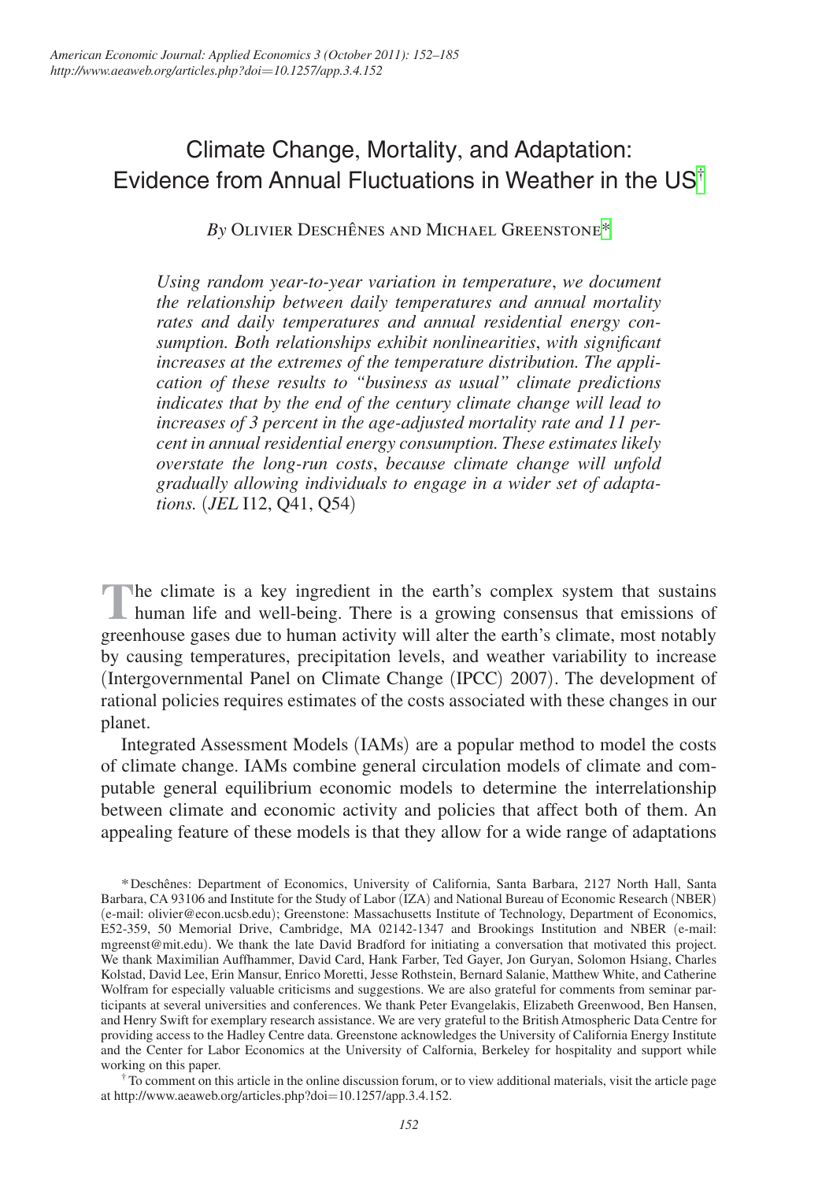# Climate Change, Mortality, and Adaptation: Evidence from Annual Fluctuations in Weather in the US[†]

*By* Olivier Deschênes and Michael Greenstone[*]

*Using random year-to-year variation in temperature, we document the relationship between daily temperatures and annual mortality rates and daily temperatures and annual residential energy consumption. Both relationships exhibit nonlinearities, with significant increases at the extremes of the temperature distribution. The application of these results to "business as usual" climate predictions indicates that by the end of the century climate change will lead to increases of 3 percent in the age-adjusted mortality rate and 11 percent in annual residential energy consumption. These estimates likely overstate the long-run costs, because climate change will unfold gradually allowing individuals to engage in a wider set of adaptations.* (*JEL* I12, Q41, Q54)

The climate is a key ingredient in the earth's complex system that sustains human life and well-being. There is a growing consensus that emissions of greenhouse gases due to human activity will alter the earth's climate, most notably by causing temperatures, precipitation levels, and weather variability to increase (Intergovernmental Panel on Climate Change (IPCC) 2007). The development of rational policies requires estimates of the costs associated with these changes in our planet.

Integrated Assessment Models (IAMs) are a popular method to model the costs of climate change. IAMs combine general circulation models of climate and computable general equilibrium economic models to determine the interrelationship between climate and economic activity and policies that affect both of them. An appealing feature of these models is that they allow for a wide range of adaptations

[*] Deschênes: Department of Economics, University of California, Santa Barbara, 2127 North Hall, Santa Barbara, CA 93106 and Institute for the Study of Labor (IZA) and National Bureau of Economic Research (NBER) (e-mail: olivier@econ.ucsb.edu); Greenstone: Massachusetts Institute of Technology, Department of Economics, E52-359, 50 Memorial Drive, Cambridge, MA 02142-1347 and Brookings Institution and NBER (e-mail: mgreenst@mit.edu). We thank the late David Bradford for initiating a conversation that motivated this project. We thank Maximilian Auffhammer, David Card, Hank Farber, Ted Gayer, Jon Guryan, Solomon Hsiang, Charles Kolstad, David Lee, Erin Mansur, Enrico Moretti, Jesse Rothstein, Bernard Salanie, Matthew White, and Catherine Wolfram for especially valuable criticisms and suggestions. We are also grateful for comments from seminar participants at several universities and conferences. We thank Peter Evangelakis, Elizabeth Greenwood, Ben Hansen, and Henry Swift for exemplary research assistance. We are very grateful to the British Atmospheric Data Centre for providing access to the Hadley Centre data. Greenstone acknowledges the University of California Energy Institute and the Center for Labor Economics at the University of Calfornia, Berkeley for hospitality and support while working on this paper.

[†] To comment on this article in the online discussion forum, or to view additional materials, visit the article page at http://www.aeaweb.org/articles.php?doi=10.1257/app.3.4.152.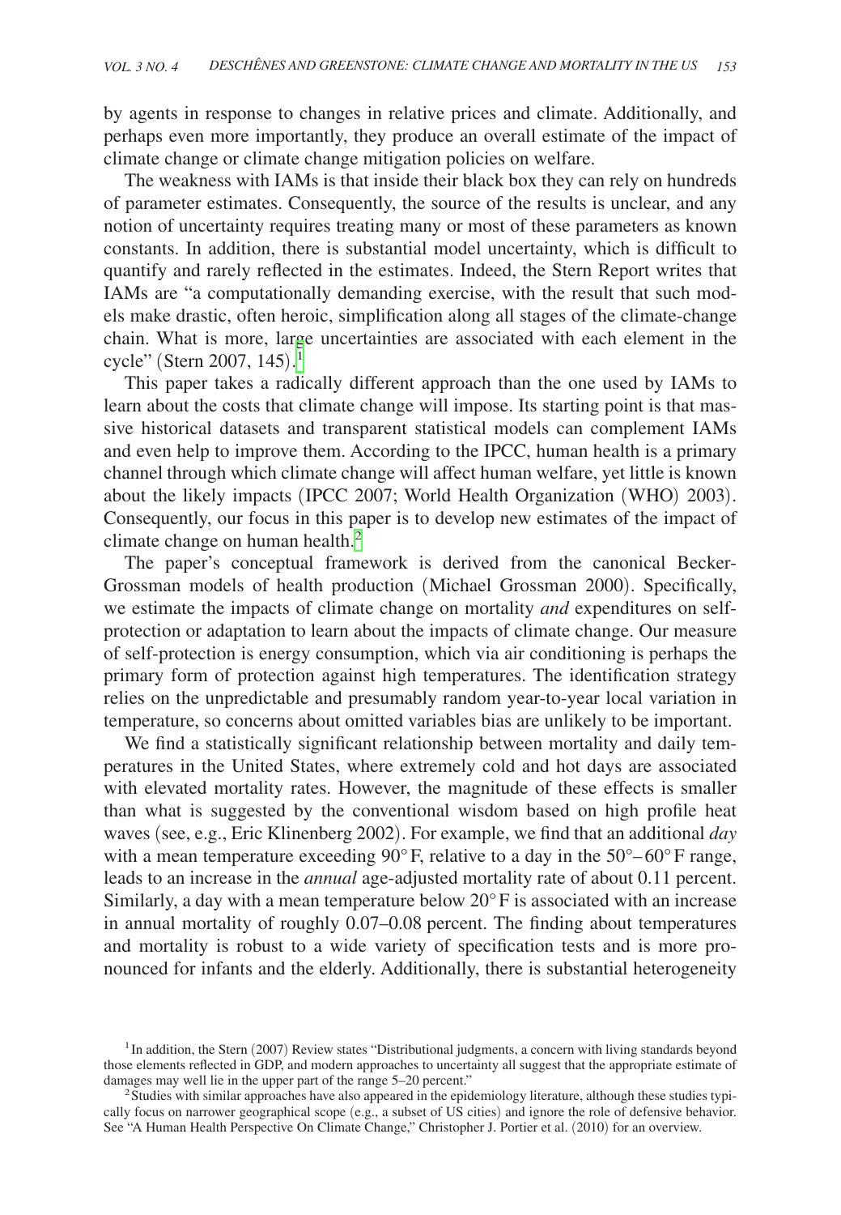by agents in response to changes in relative prices and climate. Additionally, and perhaps even more importantly, they produce an overall estimate of the impact of climate change or climate change mitigation policies on welfare.

The weakness with IAMs is that inside their black box they can rely on hundreds of parameter estimates. Consequently, the source of the results is unclear, and any notion of uncertainty requires treating many or most of these parameters as known constants. In addition, there is substantial model uncertainty, which is difficult to quantify and rarely reflected in the estimates. Indeed, the Stern Report writes that IAMs are "a computationally demanding exercise, with the result that such models make drastic, often heroic, simplification along all stages of the climate-change chain. What is more, large uncertainties are associated with each element in the cycle" (Stern 2007, 145).[1]

This paper takes a radically different approach than the one used by IAMs to learn about the costs that climate change will impose. Its starting point is that massive historical datasets and transparent statistical models can complement IAMs and even help to improve them. According to the IPCC, human health is a primary channel through which climate change will affect human welfare, yet little is known about the likely impacts (IPCC 2007; World Health Organization (WHO) 2003). Consequently, our focus in this paper is to develop new estimates of the impact of climate change on human health.[2]

The paper's conceptual framework is derived from the canonical Becker-Grossman models of health production (Michael Grossman 2000). Specifically, we estimate the impacts of climate change on mortality *and* expenditures on self-protection or adaptation to learn about the impacts of climate change. Our measure of self-protection is energy consumption, which via air conditioning is perhaps the primary form of protection against high temperatures. The identification strategy relies on the unpredictable and presumably random year-to-year local variation in temperature, so concerns about omitted variables bias are unlikely to be important.

We find a statistically significant relationship between mortality and daily temperatures in the United States, where extremely cold and hot days are associated with elevated mortality rates. However, the magnitude of these effects is smaller than what is suggested by the conventional wisdom based on high profile heat waves (see, e.g., Eric Klinenberg 2002). For example, we find that an additional *day* with a mean temperature exceeding 90°F, relative to a day in the 50°–60°F range, leads to an increase in the *annual* age-adjusted mortality rate of about 0.11 percent. Similarly, a day with a mean temperature below 20°F is associated with an increase in annual mortality of roughly 0.07–0.08 percent. The finding about temperatures and mortality is robust to a wide variety of specification tests and is more pronounced for infants and the elderly. Additionally, there is substantial heterogeneity

[1] In addition, the Stern (2007) Review states "Distributional judgments, a concern with living standards beyond those elements reflected in GDP, and modern approaches to uncertainty all suggest that the appropriate estimate of damages may well lie in the upper part of the range 5–20 percent."

[2] Studies with similar approaches have also appeared in the epidemiology literature, although these studies typically focus on narrower geographical scope (e.g., a subset of US cities) and ignore the role of defensive behavior. See "A Human Health Perspective On Climate Change," Christopher J. Portier et al. (2010) for an overview.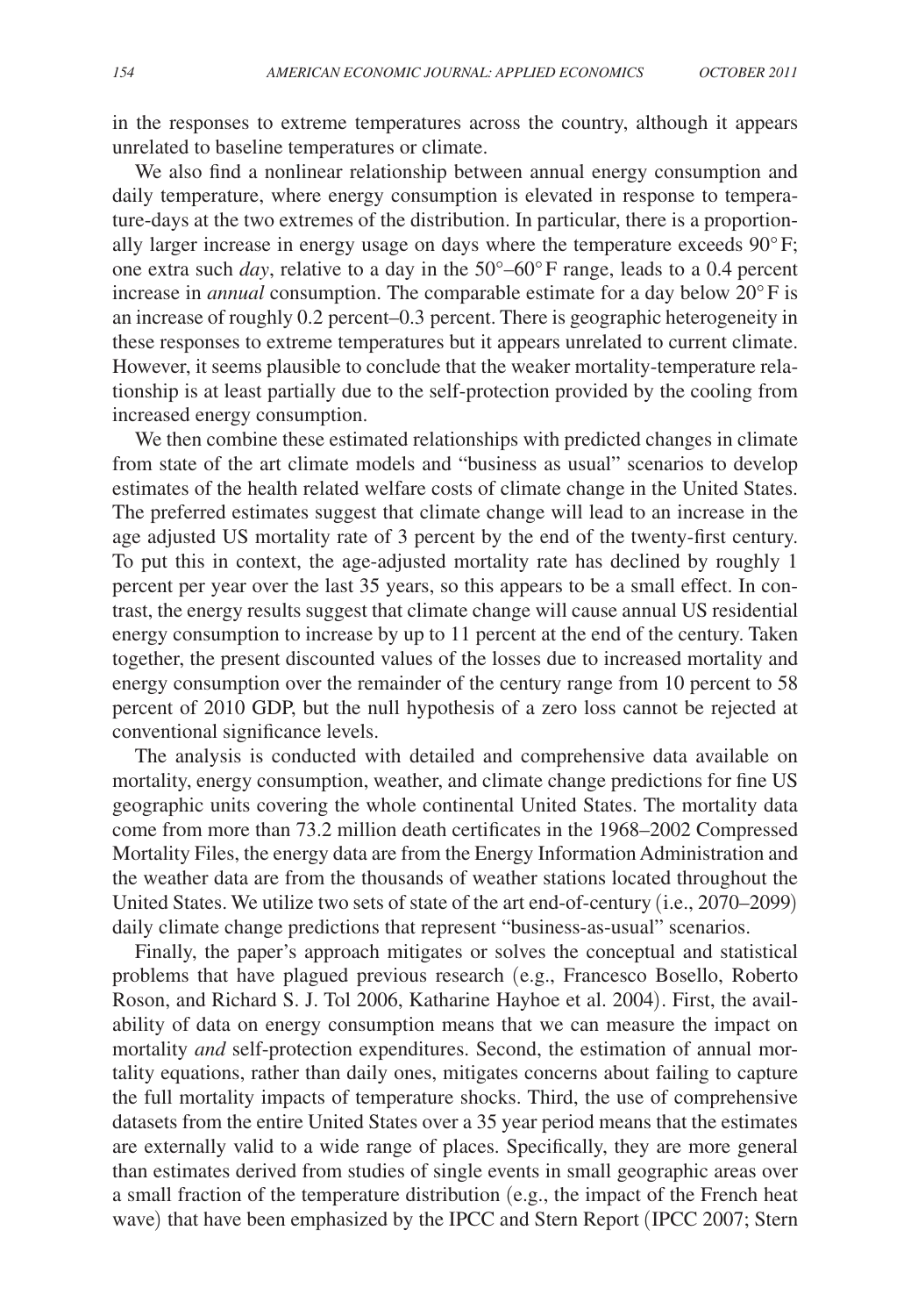in the responses to extreme temperatures across the country, although it appears unrelated to baseline temperatures or climate.

We also find a nonlinear relationship between annual energy consumption and daily temperature, where energy consumption is elevated in response to temperature-days at the two extremes of the distribution. In particular, there is a proportionally larger increase in energy usage on days where the temperature exceeds 90°F; one extra such *day*, relative to a day in the 50°–60°F range, leads to a 0.4 percent increase in *annual* consumption. The comparable estimate for a day below 20°F is an increase of roughly 0.2 percent–0.3 percent. There is geographic heterogeneity in these responses to extreme temperatures but it appears unrelated to current climate. However, it seems plausible to conclude that the weaker mortality-temperature relationship is at least partially due to the self-protection provided by the cooling from increased energy consumption.

We then combine these estimated relationships with predicted changes in climate from state of the art climate models and "business as usual" scenarios to develop estimates of the health related welfare costs of climate change in the United States. The preferred estimates suggest that climate change will lead to an increase in the age adjusted US mortality rate of 3 percent by the end of the twenty-first century. To put this in context, the age-adjusted mortality rate has declined by roughly 1 percent per year over the last 35 years, so this appears to be a small effect. In contrast, the energy results suggest that climate change will cause annual US residential energy consumption to increase by up to 11 percent at the end of the century. Taken together, the present discounted values of the losses due to increased mortality and energy consumption over the remainder of the century range from 10 percent to 58 percent of 2010 GDP, but the null hypothesis of a zero loss cannot be rejected at conventional significance levels.

The analysis is conducted with detailed and comprehensive data available on mortality, energy consumption, weather, and climate change predictions for fine US geographic units covering the whole continental United States. The mortality data come from more than 73.2 million death certificates in the 1968–2002 Compressed Mortality Files, the energy data are from the Energy Information Administration and the weather data are from the thousands of weather stations located throughout the United States. We utilize two sets of state of the art end-of-century (i.e., 2070–2099) daily climate change predictions that represent "business-as-usual" scenarios.

Finally, the paper's approach mitigates or solves the conceptual and statistical problems that have plagued previous research (e.g., Francesco Bosello, Roberto Roson, and Richard S. J. Tol 2006, Katharine Hayhoe et al. 2004). First, the availability of data on energy consumption means that we can measure the impact on mortality *and* self-protection expenditures. Second, the estimation of annual mortality equations, rather than daily ones, mitigates concerns about failing to capture the full mortality impacts of temperature shocks. Third, the use of comprehensive datasets from the entire United States over a 35 year period means that the estimates are externally valid to a wide range of places. Specifically, they are more general than estimates derived from studies of single events in small geographic areas over a small fraction of the temperature distribution (e.g., the impact of the French heat wave) that have been emphasized by the IPCC and Stern Report (IPCC 2007; Stern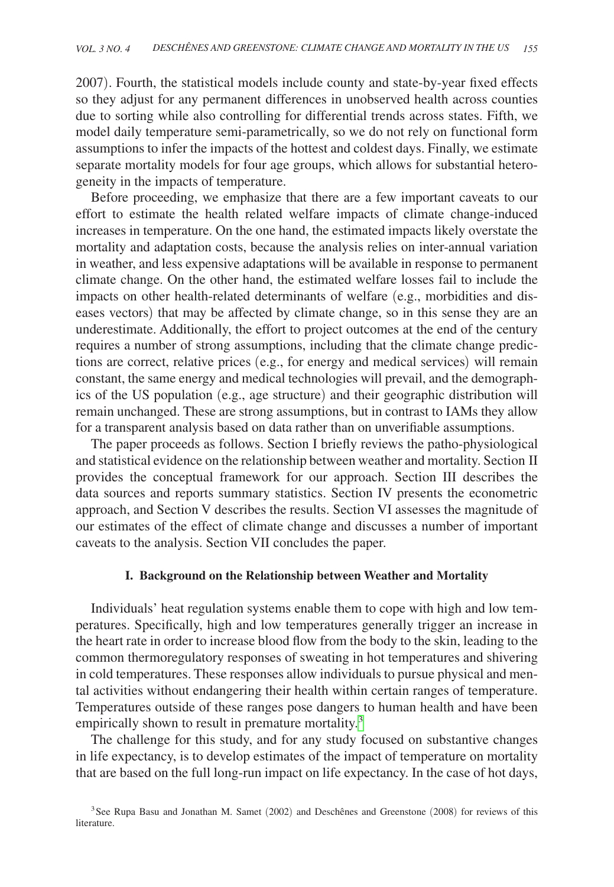2007). Fourth, the statistical models include county and state-by-year fixed effects so they adjust for any permanent differences in unobserved health across counties due to sorting while also controlling for differential trends across states. Fifth, we model daily temperature semi-parametrically, so we do not rely on functional form assumptions to infer the impacts of the hottest and coldest days. Finally, we estimate separate mortality models for four age groups, which allows for substantial heterogeneity in the impacts of temperature.

Before proceeding, we emphasize that there are a few important caveats to our effort to estimate the health related welfare impacts of climate change-induced increases in temperature. On the one hand, the estimated impacts likely overstate the mortality and adaptation costs, because the analysis relies on inter-annual variation in weather, and less expensive adaptations will be available in response to permanent climate change. On the other hand, the estimated welfare losses fail to include the impacts on other health-related determinants of welfare (e.g., morbidities and diseases vectors) that may be affected by climate change, so in this sense they are an underestimate. Additionally, the effort to project outcomes at the end of the century requires a number of strong assumptions, including that the climate change predictions are correct, relative prices (e.g., for energy and medical services) will remain constant, the same energy and medical technologies will prevail, and the demographics of the US population (e.g., age structure) and their geographic distribution will remain unchanged. These are strong assumptions, but in contrast to IAMs they allow for a transparent analysis based on data rather than on unverifiable assumptions.

The paper proceeds as follows. Section I briefly reviews the patho-physiological and statistical evidence on the relationship between weather and mortality. Section II provides the conceptual framework for our approach. Section III describes the data sources and reports summary statistics. Section IV presents the econometric approach, and Section V describes the results. Section VI assesses the magnitude of our estimates of the effect of climate change and discusses a number of important caveats to the analysis. Section VII concludes the paper.

## I. Background on the Relationship between Weather and Mortality

Individuals' heat regulation systems enable them to cope with high and low temperatures. Specifically, high and low temperatures generally trigger an increase in the heart rate in order to increase blood flow from the body to the skin, leading to the common thermoregulatory responses of sweating in hot temperatures and shivering in cold temperatures. These responses allow individuals to pursue physical and mental activities without endangering their health within certain ranges of temperature. Temperatures outside of these ranges pose dangers to human health and have been empirically shown to result in premature mortality.[3]

The challenge for this study, and for any study focused on substantive changes in life expectancy, is to develop estimates of the impact of temperature on mortality that are based on the full long-run impact on life expectancy. In the case of hot days,

[3] See Rupa Basu and Jonathan M. Samet (2002) and Deschênes and Greenstone (2008) for reviews of this literature.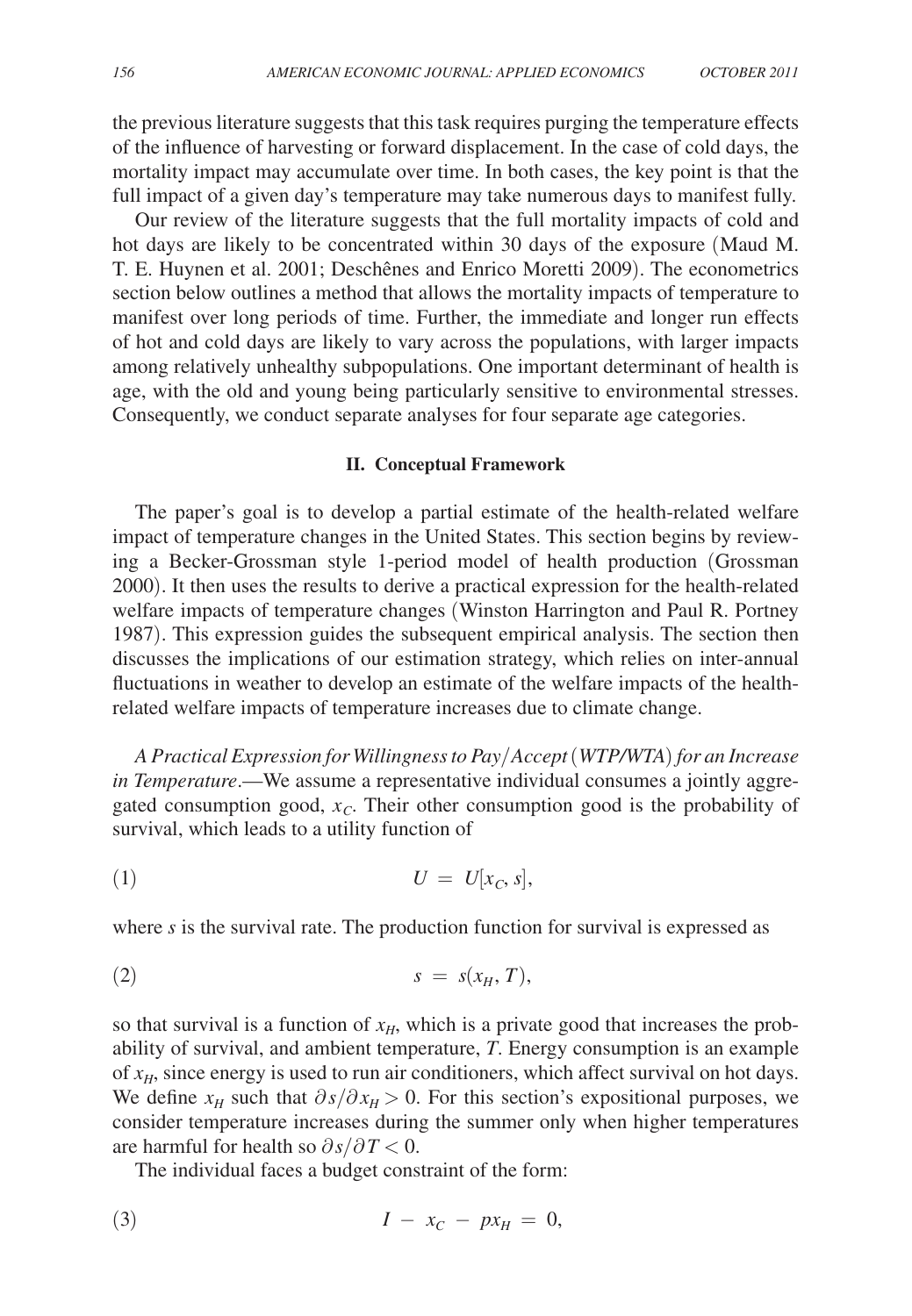the previous literature suggests that this task requires purging the temperature effects of the influence of harvesting or forward displacement. In the case of cold days, the mortality impact may accumulate over time. In both cases, the key point is that the full impact of a given day's temperature may take numerous days to manifest fully.

Our review of the literature suggests that the full mortality impacts of cold and hot days are likely to be concentrated within 30 days of the exposure (Maud M. T. E. Huynen et al. 2001; Deschênes and Enrico Moretti 2009). The econometrics section below outlines a method that allows the mortality impacts of temperature to manifest over long periods of time. Further, the immediate and longer run effects of hot and cold days are likely to vary across the populations, with larger impacts among relatively unhealthy subpopulations. One important determinant of health is age, with the old and young being particularly sensitive to environmental stresses. Consequently, we conduct separate analyses for four separate age categories.

## II. Conceptual Framework

The paper's goal is to develop a partial estimate of the health-related welfare impact of temperature changes in the United States. This section begins by reviewing a Becker-Grossman style 1-period model of health production (Grossman 2000). It then uses the results to derive a practical expression for the health-related welfare impacts of temperature changes (Winston Harrington and Paul R. Portney 1987). This expression guides the subsequent empirical analysis. The section then discusses the implications of our estimation strategy, which relies on inter-annual fluctuations in weather to develop an estimate of the welfare impacts of the health-related welfare impacts of temperature increases due to climate change.

*A Practical Expression for Willingness to Pay/Accept (WTP/WTA) for an Increase in Temperature*.—We assume a representative individual consumes a jointly aggregated consumption good, $x_C$. Their other consumption good is the probability of survival, which leads to a utility function of

$$U = U[x_C, s], \tag{1}$$

where $s$ is the survival rate. The production function for survival is expressed as

$$s = s(x_H, T), \tag{2}$$

so that survival is a function of $x_H$, which is a private good that increases the probability of survival, and ambient temperature, $T$. Energy consumption is an example of $x_H$, since energy is used to run air conditioners, which affect survival on hot days. We define $x_H$ such that $\partial s/\partial x_H > 0$. For this section's expositional purposes, we consider temperature increases during the summer only when higher temperatures are harmful for health so $\partial s/\partial T < 0$.

The individual faces a budget constraint of the form:

$$I - x_C - px_H = 0, \tag{3}$$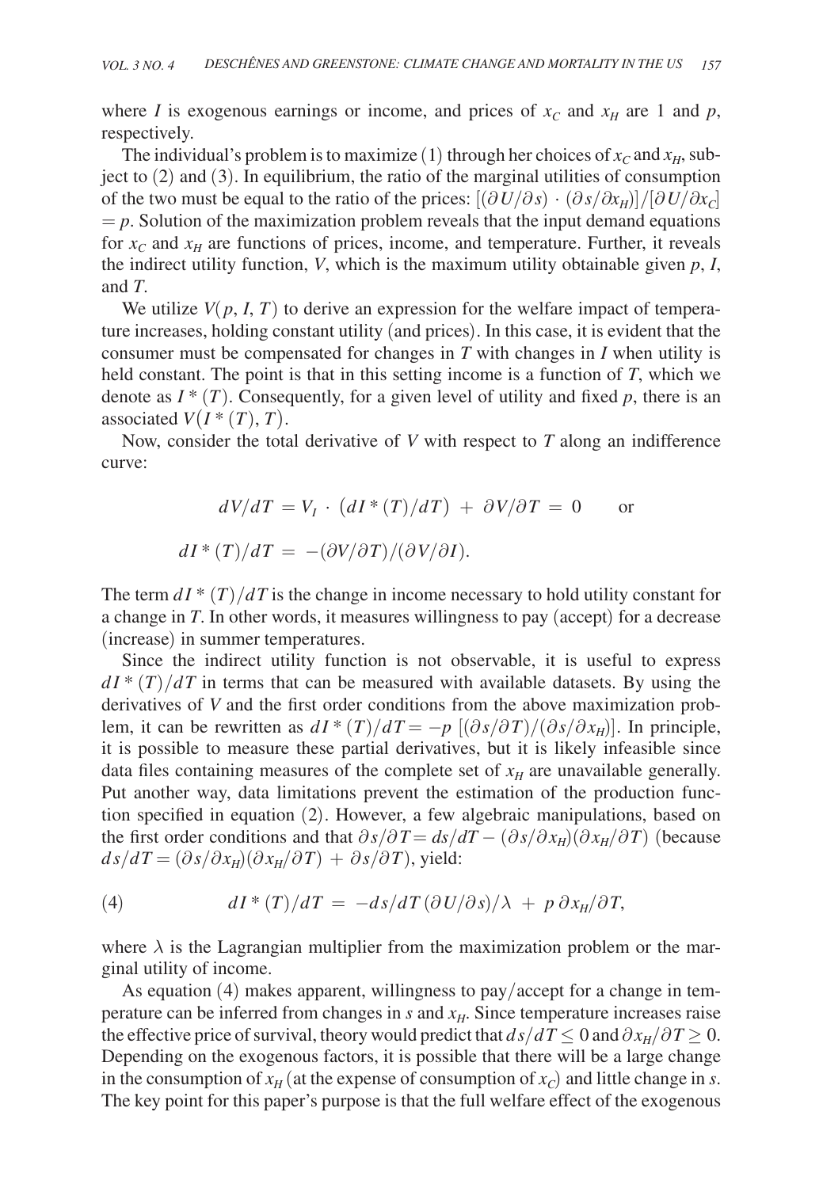where $I$ is exogenous earnings or income, and prices of $x_C$ and $x_H$ are 1 and $p$, respectively.

The individual's problem is to maximize (1) through her choices of $x_C$ and $x_H$, subject to (2) and (3). In equilibrium, the ratio of the marginal utilities of consumption of the two must be equal to the ratio of the prices: $[(\partial U/\partial s) \cdot (\partial s/\partial x_H)]/[\partial U/\partial x_C] = p$. Solution of the maximization problem reveals that the input demand equations for $x_C$ and $x_H$ are functions of prices, income, and temperature. Further, it reveals the indirect utility function, $V$, which is the maximum utility obtainable given $p$, $I$, and $T$.

We utilize $V(p, I, T)$ to derive an expression for the welfare impact of temperature increases, holding constant utility (and prices). In this case, it is evident that the consumer must be compensated for changes in $T$ with changes in $I$ when utility is held constant. The point is that in this setting income is a function of $T$, which we denote as $I^*(T)$. Consequently, for a given level of utility and fixed $p$, there is an associated $V(I^*(T), T)$.

Now, consider the total derivative of $V$ with respect to $T$ along an indifference curve:

$$dV/dT = V_I \cdot (dI^*(T)/dT) + \partial V/\partial T = 0 \qquad \text{or}$$

$$dI^*(T)/dT = -(\partial V/\partial T)/(\partial V/\partial I).$$

The term $dI^*(T)/dT$ is the change in income necessary to hold utility constant for a change in $T$. In other words, it measures willingness to pay (accept) for a decrease (increase) in summer temperatures.

Since the indirect utility function is not observable, it is useful to express $dI^*(T)/dT$ in terms that can be measured with available datasets. By using the derivatives of $V$ and the first order conditions from the above maximization problem, it can be rewritten as $dI^*(T)/dT = -p\,[(\partial s/\partial T)/(\partial s/\partial x_H)]$. In principle, it is possible to measure these partial derivatives, but it is likely infeasible since data files containing measures of the complete set of $x_H$ are unavailable generally. Put another way, data limitations prevent the estimation of the production function specified in equation (2). However, a few algebraic manipulations, based on the first order conditions and that $\partial s/\partial T = ds/dT - (\partial s/\partial x_H)(\partial x_H/\partial T)$ (because $ds/dT = (\partial s/\partial x_H)(\partial x_H/\partial T) + \partial s/\partial T$), yield:

$$dI^*(T)/dT = -ds/dT\,(\partial U/\partial s)/\lambda + p\,\partial x_H/\partial T, \tag{4}$$

where $\lambda$ is the Lagrangian multiplier from the maximization problem or the marginal utility of income.

As equation (4) makes apparent, willingness to pay/accept for a change in temperature can be inferred from changes in $s$ and $x_H$. Since temperature increases raise the effective price of survival, theory would predict that $ds/dT \leq 0$ and $\partial x_H/\partial T \geq 0$. Depending on the exogenous factors, it is possible that there will be a large change in the consumption of $x_H$ (at the expense of consumption of $x_C$) and little change in $s$. The key point for this paper's purpose is that the full welfare effect of the exogenous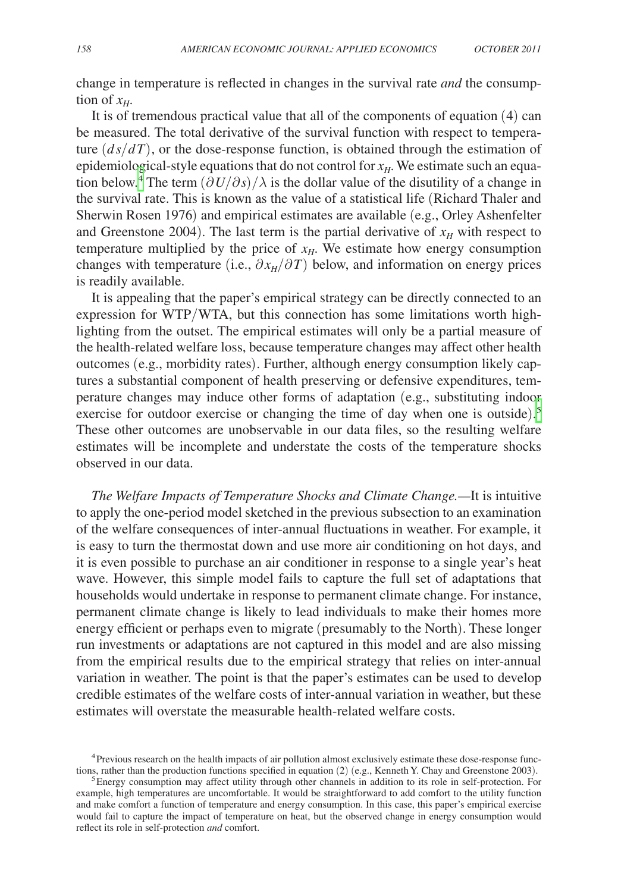change in temperature is reflected in changes in the survival rate *and* the consumption of $x_H$.

It is of tremendous practical value that all of the components of equation (4) can be measured. The total derivative of the survival function with respect to temperature $(ds/dT)$, or the dose-response function, is obtained through the estimation of epidemiological-style equations that do not control for $x_H$. We estimate such an equation below.[4] The term $(\partial U/\partial s)/\lambda$ is the dollar value of the disutility of a change in the survival rate. This is known as the value of a statistical life (Richard Thaler and Sherwin Rosen 1976) and empirical estimates are available (e.g., Orley Ashenfelter and Greenstone 2004). The last term is the partial derivative of $x_H$ with respect to temperature multiplied by the price of $x_H$. We estimate how energy consumption changes with temperature (i.e., $\partial x_H/\partial T$) below, and information on energy prices is readily available.

It is appealing that the paper's empirical strategy can be directly connected to an expression for WTP/WTA, but this connection has some limitations worth highlighting from the outset. The empirical estimates will only be a partial measure of the health-related welfare loss, because temperature changes may affect other health outcomes (e.g., morbidity rates). Further, although energy consumption likely captures a substantial component of health preserving or defensive expenditures, temperature changes may induce other forms of adaptation (e.g., substituting indoor exercise for outdoor exercise or changing the time of day when one is outside).[5] These other outcomes are unobservable in our data files, so the resulting welfare estimates will be incomplete and understate the costs of the temperature shocks observed in our data.

*The Welfare Impacts of Temperature Shocks and Climate Change.*—It is intuitive to apply the one-period model sketched in the previous subsection to an examination of the welfare consequences of inter-annual fluctuations in weather. For example, it is easy to turn the thermostat down and use more air conditioning on hot days, and it is even possible to purchase an air conditioner in response to a single year's heat wave. However, this simple model fails to capture the full set of adaptations that households would undertake in response to permanent climate change. For instance, permanent climate change is likely to lead individuals to make their homes more energy efficient or perhaps even to migrate (presumably to the North). These longer run investments or adaptations are not captured in this model and are also missing from the empirical results due to the empirical strategy that relies on inter-annual variation in weather. The point is that the paper's estimates can be used to develop credible estimates of the welfare costs of inter-annual variation in weather, but these estimates will overstate the measurable health-related welfare costs.

[4] Previous research on the health impacts of air pollution almost exclusively estimate these dose-response functions, rather than the production functions specified in equation (2) (e.g., Kenneth Y. Chay and Greenstone 2003).

[5] Energy consumption may affect utility through other channels in addition to its role in self-protection. For example, high temperatures are uncomfortable. It would be straightforward to add comfort to the utility function and make comfort a function of temperature and energy consumption. In this case, this paper's empirical exercise would fail to capture the impact of temperature on heat, but the observed change in energy consumption would reflect its role in self-protection *and* comfort.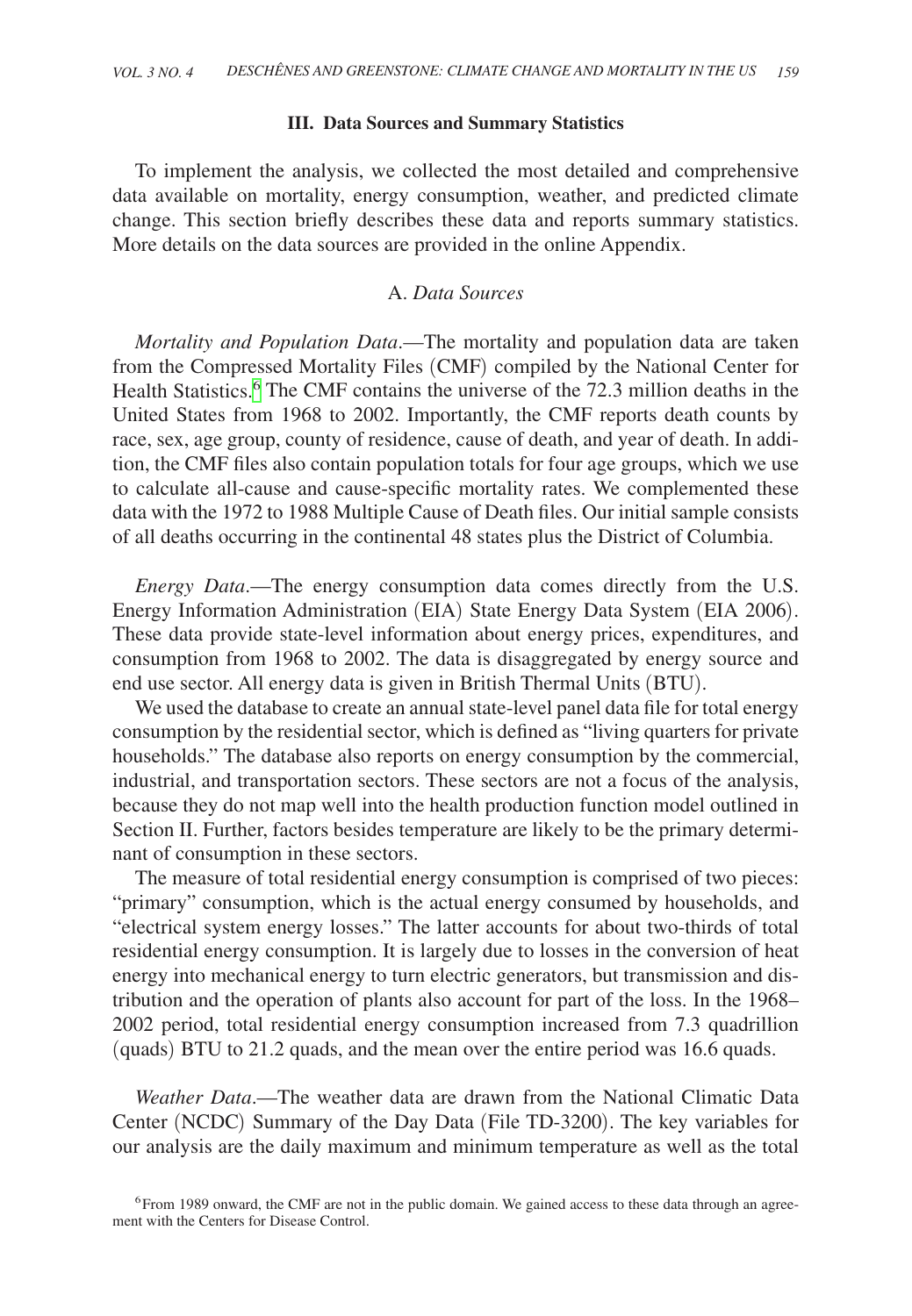## III. Data Sources and Summary Statistics

To implement the analysis, we collected the most detailed and comprehensive data available on mortality, energy consumption, weather, and predicted climate change. This section briefly describes these data and reports summary statistics. More details on the data sources are provided in the online Appendix.

### A. *Data Sources*

*Mortality and Population Data*.—The mortality and population data are taken from the Compressed Mortality Files (CMF) compiled by the National Center for Health Statistics.[6] The CMF contains the universe of the 72.3 million deaths in the United States from 1968 to 2002. Importantly, the CMF reports death counts by race, sex, age group, county of residence, cause of death, and year of death. In addition, the CMF files also contain population totals for four age groups, which we use to calculate all-cause and cause-specific mortality rates. We complemented these data with the 1972 to 1988 Multiple Cause of Death files. Our initial sample consists of all deaths occurring in the continental 48 states plus the District of Columbia.

*Energy Data*.—The energy consumption data comes directly from the U.S. Energy Information Administration (EIA) State Energy Data System (EIA 2006). These data provide state-level information about energy prices, expenditures, and consumption from 1968 to 2002. The data is disaggregated by energy source and end use sector. All energy data is given in British Thermal Units (BTU).

We used the database to create an annual state-level panel data file for total energy consumption by the residential sector, which is defined as "living quarters for private households." The database also reports on energy consumption by the commercial, industrial, and transportation sectors. These sectors are not a focus of the analysis, because they do not map well into the health production function model outlined in Section II. Further, factors besides temperature are likely to be the primary determinant of consumption in these sectors.

The measure of total residential energy consumption is comprised of two pieces: "primary" consumption, which is the actual energy consumed by households, and "electrical system energy losses." The latter accounts for about two-thirds of total residential energy consumption. It is largely due to losses in the conversion of heat energy into mechanical energy to turn electric generators, but transmission and distribution and the operation of plants also account for part of the loss. In the 1968–2002 period, total residential energy consumption increased from 7.3 quadrillion (quads) BTU to 21.2 quads, and the mean over the entire period was 16.6 quads.

*Weather Data*.—The weather data are drawn from the National Climatic Data Center (NCDC) Summary of the Day Data (File TD-3200). The key variables for our analysis are the daily maximum and minimum temperature as well as the total

[6] From 1989 onward, the CMF are not in the public domain. We gained access to these data through an agreement with the Centers for Disease Control.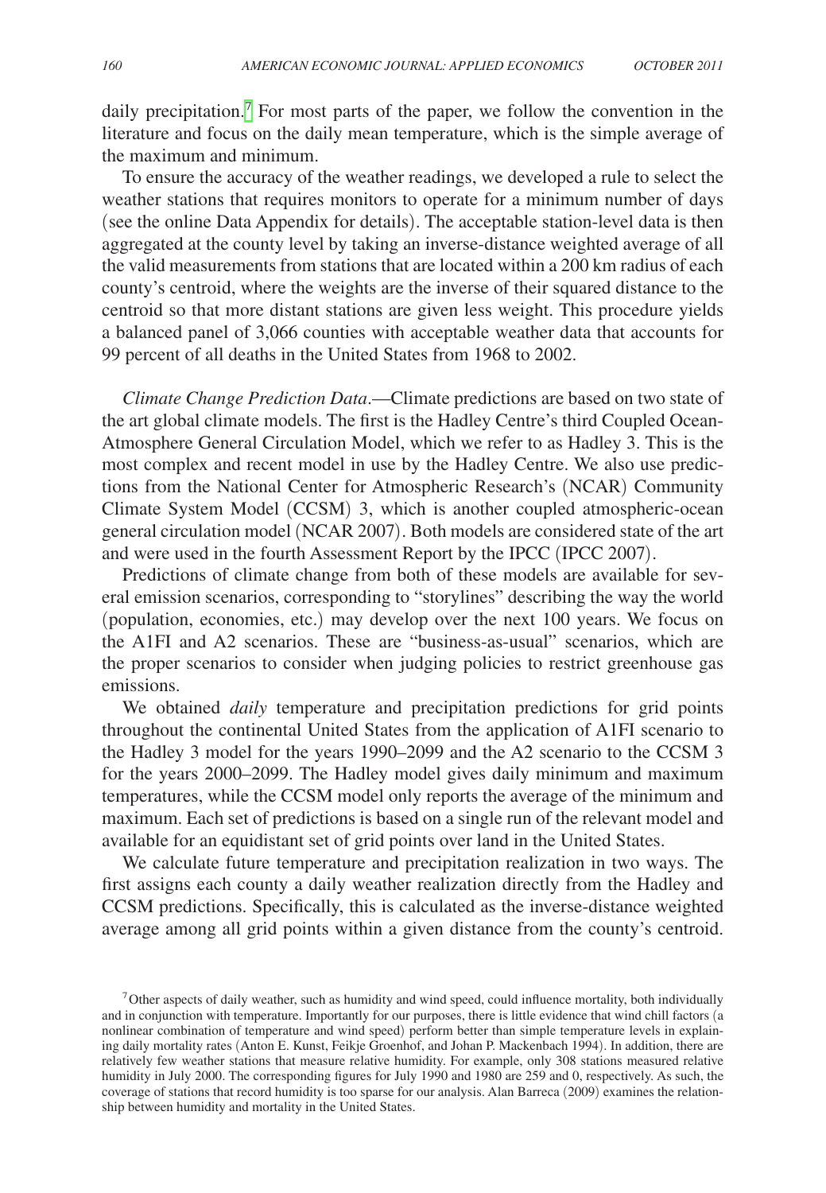daily precipitation.[7] For most parts of the paper, we follow the convention in the literature and focus on the daily mean temperature, which is the simple average of the maximum and minimum.

To ensure the accuracy of the weather readings, we developed a rule to select the weather stations that requires monitors to operate for a minimum number of days (see the online Data Appendix for details). The acceptable station-level data is then aggregated at the county level by taking an inverse-distance weighted average of all the valid measurements from stations that are located within a 200 km radius of each county's centroid, where the weights are the inverse of their squared distance to the centroid so that more distant stations are given less weight. This procedure yields a balanced panel of 3,066 counties with acceptable weather data that accounts for 99 percent of all deaths in the United States from 1968 to 2002.

*Climate Change Prediction Data*.—Climate predictions are based on two state of the art global climate models. The first is the Hadley Centre's third Coupled Ocean-Atmosphere General Circulation Model, which we refer to as Hadley 3. This is the most complex and recent model in use by the Hadley Centre. We also use predictions from the National Center for Atmospheric Research's (NCAR) Community Climate System Model (CCSM) 3, which is another coupled atmospheric-ocean general circulation model (NCAR 2007). Both models are considered state of the art and were used in the fourth Assessment Report by the IPCC (IPCC 2007).

Predictions of climate change from both of these models are available for several emission scenarios, corresponding to "storylines" describing the way the world (population, economies, etc.) may develop over the next 100 years. We focus on the A1FI and A2 scenarios. These are "business-as-usual" scenarios, which are the proper scenarios to consider when judging policies to restrict greenhouse gas emissions.

We obtained *daily* temperature and precipitation predictions for grid points throughout the continental United States from the application of A1FI scenario to the Hadley 3 model for the years 1990–2099 and the A2 scenario to the CCSM 3 for the years 2000–2099. The Hadley model gives daily minimum and maximum temperatures, while the CCSM model only reports the average of the minimum and maximum. Each set of predictions is based on a single run of the relevant model and available for an equidistant set of grid points over land in the United States.

We calculate future temperature and precipitation realization in two ways. The first assigns each county a daily weather realization directly from the Hadley and CCSM predictions. Specifically, this is calculated as the inverse-distance weighted average among all grid points within a given distance from the county's centroid.

[7] Other aspects of daily weather, such as humidity and wind speed, could influence mortality, both individually and in conjunction with temperature. Importantly for our purposes, there is little evidence that wind chill factors (a nonlinear combination of temperature and wind speed) perform better than simple temperature levels in explaining daily mortality rates (Anton E. Kunst, Feikje Groenhof, and Johan P. Mackenbach 1994). In addition, there are relatively few weather stations that measure relative humidity. For example, only 308 stations measured relative humidity in July 2000. The corresponding figures for July 1990 and 1980 are 259 and 0, respectively. As such, the coverage of stations that record humidity is too sparse for our analysis. Alan Barreca (2009) examines the relationship between humidity and mortality in the United States.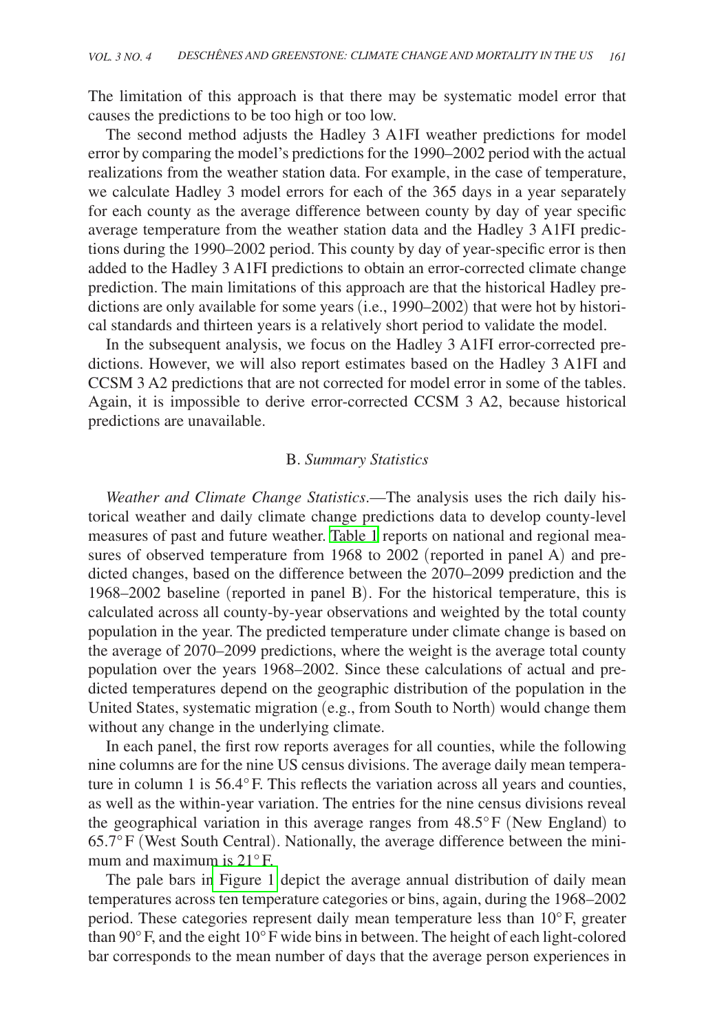The limitation of this approach is that there may be systematic model error that causes the predictions to be too high or too low.

The second method adjusts the Hadley 3 A1FI weather predictions for model error by comparing the model's predictions for the 1990–2002 period with the actual realizations from the weather station data. For example, in the case of temperature, we calculate Hadley 3 model errors for each of the 365 days in a year separately for each county as the average difference between county by day of year specific average temperature from the weather station data and the Hadley 3 A1FI predictions during the 1990–2002 period. This county by day of year-specific error is then added to the Hadley 3 A1FI predictions to obtain an error-corrected climate change prediction. The main limitations of this approach are that the historical Hadley predictions are only available for some years (i.e., 1990–2002) that were hot by historical standards and thirteen years is a relatively short period to validate the model.

In the subsequent analysis, we focus on the Hadley 3 A1FI error-corrected predictions. However, we will also report estimates based on the Hadley 3 A1FI and CCSM 3 A2 predictions that are not corrected for model error in some of the tables. Again, it is impossible to derive error-corrected CCSM 3 A2, because historical predictions are unavailable.

## B. *Summary Statistics*

*Weather and Climate Change Statistics*.—The analysis uses the rich daily historical weather and daily climate change predictions data to develop county-level measures of past and future weather. Table 1 reports on national and regional measures of observed temperature from 1968 to 2002 (reported in panel A) and predicted changes, based on the difference between the 2070–2099 prediction and the 1968–2002 baseline (reported in panel B). For the historical temperature, this is calculated across all county-by-year observations and weighted by the total county population in the year. The predicted temperature under climate change is based on the average of 2070–2099 predictions, where the weight is the average total county population over the years 1968–2002. Since these calculations of actual and predicted temperatures depend on the geographic distribution of the population in the United States, systematic migration (e.g., from South to North) would change them without any change in the underlying climate.

In each panel, the first row reports averages for all counties, while the following nine columns are for the nine US census divisions. The average daily mean temperature in column 1 is 56.4°F. This reflects the variation across all years and counties, as well as the within-year variation. The entries for the nine census divisions reveal the geographical variation in this average ranges from 48.5°F (New England) to 65.7°F (West South Central). Nationally, the average difference between the minimum and maximum is 21°F.

The pale bars in Figure 1 depict the average annual distribution of daily mean temperatures across ten temperature categories or bins, again, during the 1968–2002 period. These categories represent daily mean temperature less than 10°F, greater than 90°F, and the eight 10°F wide bins in between. The height of each light-colored bar corresponds to the mean number of days that the average person experiences in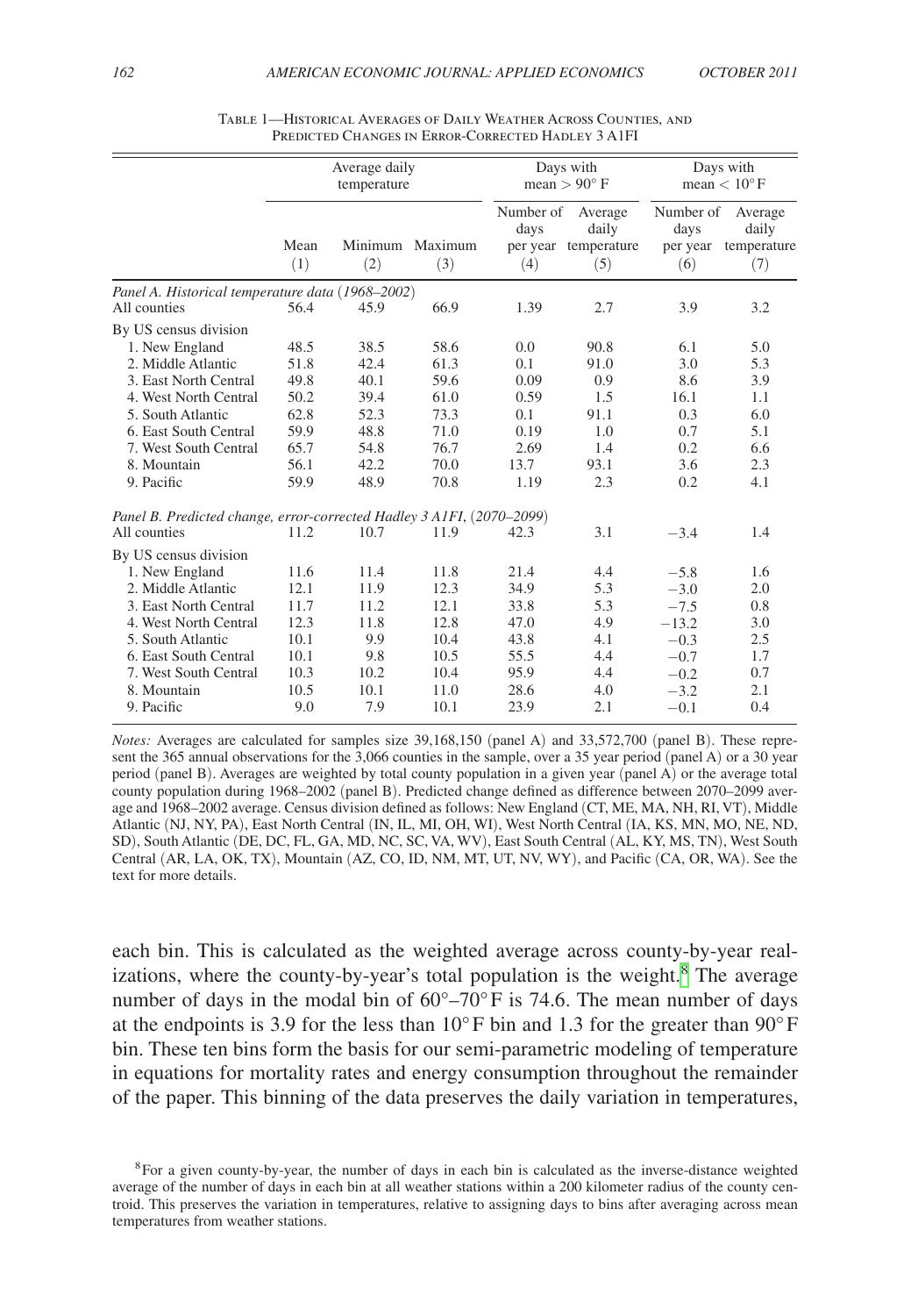Table 1—Historical Averages of Daily Weather Across Counties, and Predicted Changes in Error-Corrected Hadley 3 A1FI

| | Average daily temperature | | | Days with mean > 90° F | | Days with mean < 10° F | |
|---|---|---|---|---|---|---|---|
| | Mean (1) | Minimum (2) | Maximum (3) | Number of days per year (4) | Average daily temperature (5) | Number of days per year (6) | Average daily temperature (7) |
| *Panel A. Historical temperature data (1968–2002)* | | | | | | | |
| All counties | 56.4 | 45.9 | 66.9 | 1.39 | 2.7 | 3.9 | 3.2 |
| By US census division | | | | | | | |
| 1. New England | 48.5 | 38.5 | 58.6 | 0.0 | 90.8 | 6.1 | 5.0 |
| 2. Middle Atlantic | 51.8 | 42.4 | 61.3 | 0.1 | 91.0 | 3.0 | 5.3 |
| 3. East North Central | 49.8 | 40.1 | 59.6 | 0.09 | 0.9 | 8.6 | 3.9 |
| 4. West North Central | 50.2 | 39.4 | 61.0 | 0.59 | 1.5 | 16.1 | 1.1 |
| 5. South Atlantic | 62.8 | 52.3 | 73.3 | 0.1 | 91.1 | 0.3 | 6.0 |
| 6. East South Central | 59.9 | 48.8 | 71.0 | 0.19 | 1.0 | 0.7 | 5.1 |
| 7. West South Central | 65.7 | 54.8 | 76.7 | 2.69 | 1.4 | 0.2 | 6.6 |
| 8. Mountain | 56.1 | 42.2 | 70.0 | 13.7 | 93.1 | 3.6 | 2.3 |
| 9. Pacific | 59.9 | 48.9 | 70.8 | 1.19 | 2.3 | 0.2 | 4.1 |
| *Panel B. Predicted change, error-corrected Hadley 3 A1FI, (2070–2099)* | | | | | | | |
| All counties | 11.2 | 10.7 | 11.9 | 42.3 | 3.1 | −3.4 | 1.4 |
| By US census division | | | | | | | |
| 1. New England | 11.6 | 11.4 | 11.8 | 21.4 | 4.4 | −5.8 | 1.6 |
| 2. Middle Atlantic | 12.1 | 11.9 | 12.3 | 34.9 | 5.3 | −3.0 | 2.0 |
| 3. East North Central | 11.7 | 11.2 | 12.1 | 33.8 | 5.3 | −7.5 | 0.8 |
| 4. West North Central | 12.3 | 11.8 | 12.8 | 47.0 | 4.9 | −13.2 | 3.0 |
| 5. South Atlantic | 10.1 | 9.9 | 10.4 | 43.8 | 4.1 | −0.3 | 2.5 |
| 6. East South Central | 10.1 | 9.8 | 10.5 | 55.5 | 4.4 | −0.7 | 1.7 |
| 7. West South Central | 10.3 | 10.2 | 10.4 | 95.9 | 4.4 | −0.2 | 0.7 |
| 8. Mountain | 10.5 | 10.1 | 11.0 | 28.6 | 4.0 | −3.2 | 2.1 |
| 9. Pacific | 9.0 | 7.9 | 10.1 | 23.9 | 2.1 | −0.1 | 0.4 |

*Notes:* Averages are calculated for samples size 39,168,150 (panel A) and 33,572,700 (panel B). These represent the 365 annual observations for the 3,066 counties in the sample, over a 35 year period (panel A) or a 30 year period (panel B). Averages are weighted by total county population in a given year (panel A) or the average total county population during 1968–2002 (panel B). Predicted change defined as difference between 2070–2099 average and 1968–2002 average. Census division defined as follows: New England (CT, ME, MA, NH, RI, VT), Middle Atlantic (NJ, NY, PA), East North Central (IN, IL, MI, OH, WI), West North Central (IA, KS, MN, MO, NE, ND, SD), South Atlantic (DE, DC, FL, GA, MD, NC, SC, VA, WV), East South Central (AL, KY, MS, TN), West South Central (AR, LA, OK, TX), Mountain (AZ, CO, ID, NM, MT, UT, NV, WY), and Pacific (CA, OR, WA). See the text for more details.

each bin. This is calculated as the weighted average across county-by-year realizations, where the county-by-year's total population is the weight.[8] The average number of days in the modal bin of 60°–70°F is 74.6. The mean number of days at the endpoints is 3.9 for the less than 10°F bin and 1.3 for the greater than 90°F bin. These ten bins form the basis for our semi-parametric modeling of temperature in equations for mortality rates and energy consumption throughout the remainder of the paper. This binning of the data preserves the daily variation in temperatures,

[8] For a given county-by-year, the number of days in each bin is calculated as the inverse-distance weighted average of the number of days in each bin at all weather stations within a 200 kilometer radius of the county centroid. This preserves the variation in temperatures, relative to assigning days to bins after averaging across mean temperatures from weather stations.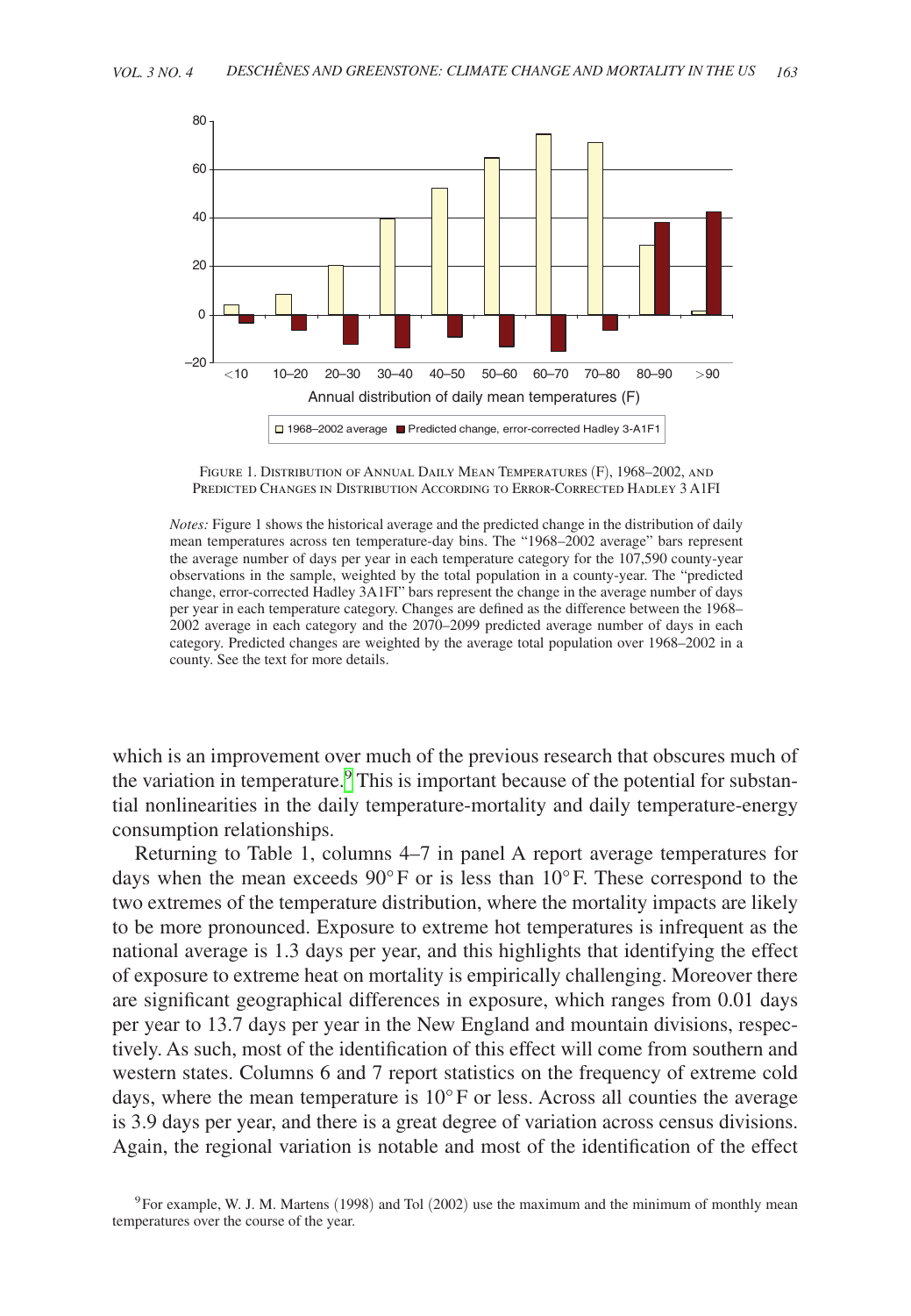Figure 1. Distribution of Annual Daily Mean Temperatures (F), 1968–2002, and Predicted Changes in Distribution According to Error-Corrected Hadley 3 A1FI

*Notes:* Figure 1 shows the historical average and the predicted change in the distribution of daily mean temperatures across ten temperature-day bins. The "1968–2002 average" bars represent the average number of days per year in each temperature category for the 107,590 county-year observations in the sample, weighted by the total population in a county-year. The "predicted change, error-corrected Hadley 3A1FI" bars represent the change in the average number of days per year in each temperature category. Changes are defined as the difference between the 1968–2002 average in each category and the 2070–2099 predicted average number of days in each category. Predicted changes are weighted by the average total population over 1968–2002 in a county. See the text for more details.

which is an improvement over much of the previous research that obscures much of the variation in temperature.[9] This is important because of the potential for substantial nonlinearities in the daily temperature-mortality and daily temperature-energy consumption relationships.

Returning to Table 1, columns 4–7 in panel A report average temperatures for days when the mean exceeds 90°F or is less than 10°F. These correspond to the two extremes of the temperature distribution, where the mortality impacts are likely to be more pronounced. Exposure to extreme hot temperatures is infrequent as the national average is 1.3 days per year, and this highlights that identifying the effect of exposure to extreme heat on mortality is empirically challenging. Moreover there are significant geographical differences in exposure, which ranges from 0.01 days per year to 13.7 days per year in the New England and mountain divisions, respectively. As such, most of the identification of this effect will come from southern and western states. Columns 6 and 7 report statistics on the frequency of extreme cold days, where the mean temperature is 10°F or less. Across all counties the average is 3.9 days per year, and there is a great degree of variation across census divisions. Again, the regional variation is notable and most of the identification of the effect

[9] For example, W. J. M. Martens (1998) and Tol (2002) use the maximum and the minimum of monthly mean temperatures over the course of the year.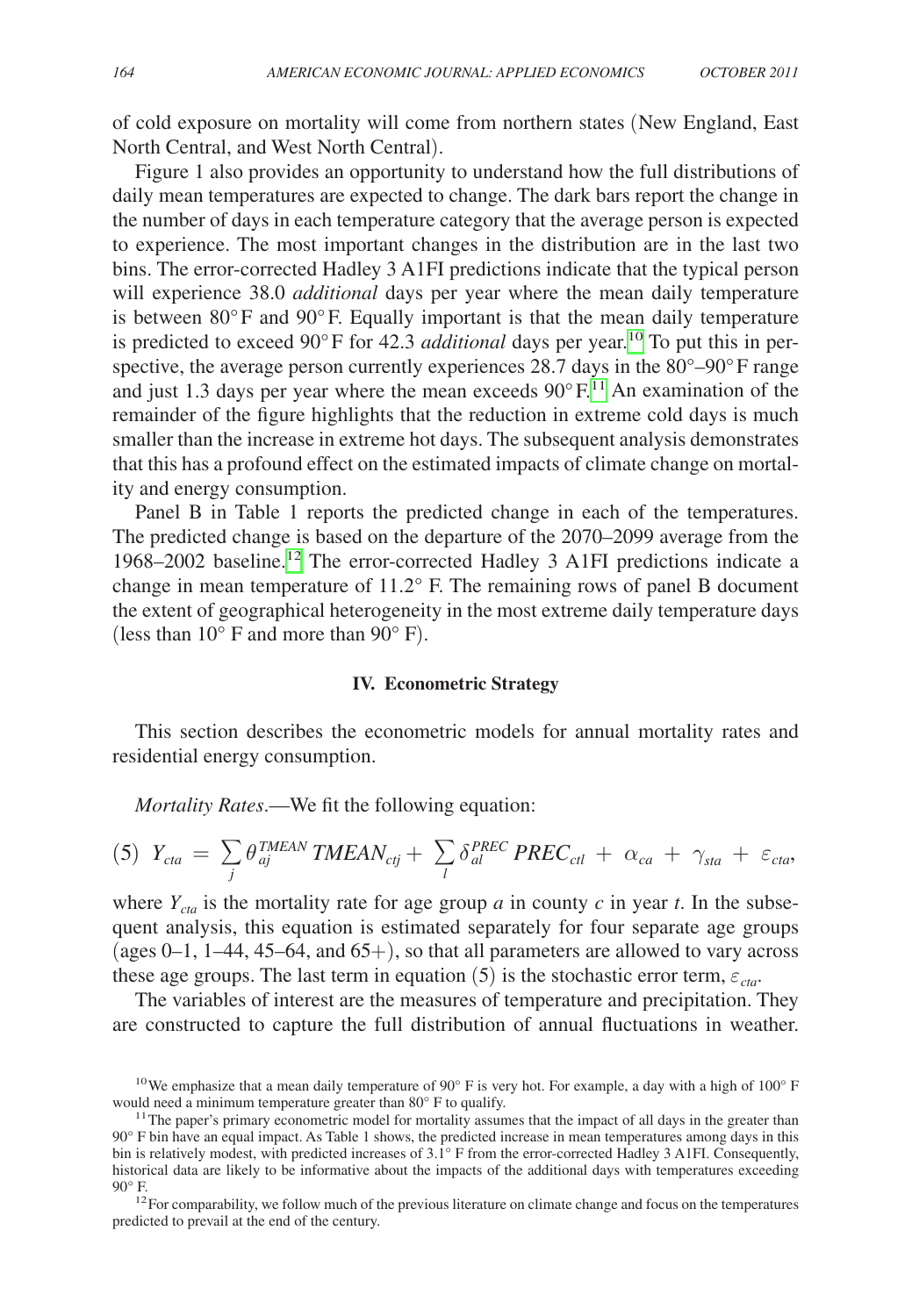of cold exposure on mortality will come from northern states (New England, East North Central, and West North Central).

Figure 1 also provides an opportunity to understand how the full distributions of daily mean temperatures are expected to change. The dark bars report the change in the number of days in each temperature category that the average person is expected to experience. The most important changes in the distribution are in the last two bins. The error-corrected Hadley 3 A1FI predictions indicate that the typical person will experience 38.0 *additional* days per year where the mean daily temperature is between 80°F and 90°F. Equally important is that the mean daily temperature is predicted to exceed 90°F for 42.3 *additional* days per year.[10] To put this in perspective, the average person currently experiences 28.7 days in the 80°–90°F range and just 1.3 days per year where the mean exceeds 90°F.[11] An examination of the remainder of the figure highlights that the reduction in extreme cold days is much smaller than the increase in extreme hot days. The subsequent analysis demonstrates that this has a profound effect on the estimated impacts of climate change on mortality and energy consumption.

Panel B in Table 1 reports the predicted change in each of the temperatures. The predicted change is based on the departure of the 2070–2099 average from the 1968–2002 baseline.[12] The error-corrected Hadley 3 A1FI predictions indicate a change in mean temperature of 11.2° F. The remaining rows of panel B document the extent of geographical heterogeneity in the most extreme daily temperature days (less than 10° F and more than 90° F).

## IV. Econometric Strategy

This section describes the econometric models for annual mortality rates and residential energy consumption.

*Mortality Rates*.—We fit the following equation:

$$(5)\quad Y_{cta} = \sum_j \theta_{aj}^{TMEAN}\, TMEAN_{ctj} + \sum_l \delta_{al}^{PREC}\, PREC_{ctl} + \alpha_{ca} + \gamma_{sta} + \varepsilon_{cta},$$

where $Y_{cta}$ is the mortality rate for age group $a$ in county $c$ in year $t$. In the subsequent analysis, this equation is estimated separately for four separate age groups (ages 0–1, 1–44, 45–64, and 65+), so that all parameters are allowed to vary across these age groups. The last term in equation (5) is the stochastic error term, $\varepsilon_{cta}$.

The variables of interest are the measures of temperature and precipitation. They are constructed to capture the full distribution of annual fluctuations in weather.

[10] We emphasize that a mean daily temperature of 90° F is very hot. For example, a day with a high of 100° F would need a minimum temperature greater than 80° F to qualify.

[11] The paper's primary econometric model for mortality assumes that the impact of all days in the greater than 90° F bin have an equal impact. As Table 1 shows, the predicted increase in mean temperatures among days in this bin is relatively modest, with predicted increases of 3.1° F from the error-corrected Hadley 3 A1FI. Consequently, historical data are likely to be informative about the impacts of the additional days with temperatures exceeding 90° F.

[12] For comparability, we follow much of the previous literature on climate change and focus on the temperatures predicted to prevail at the end of the century.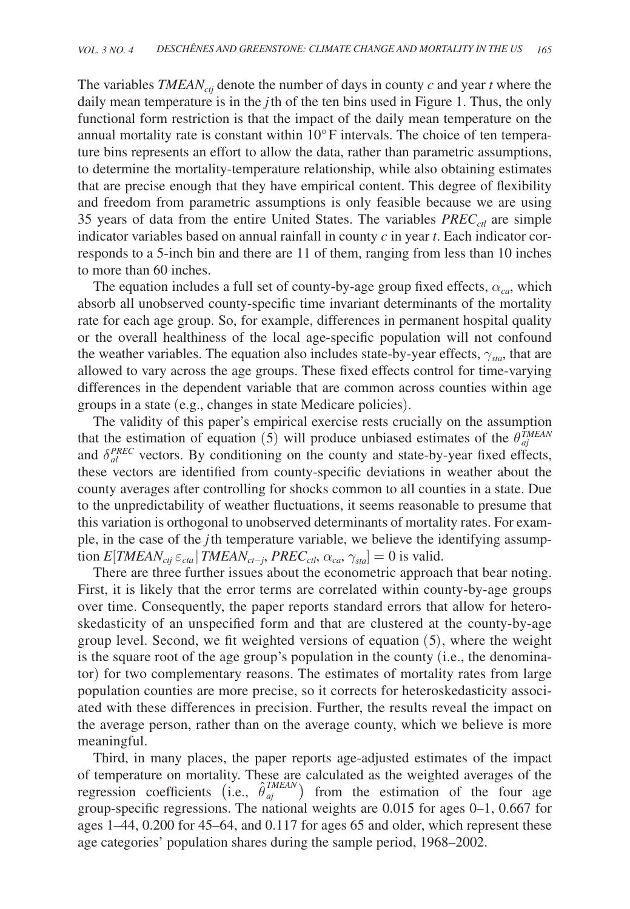The variables $TMEAN_{ctj}$ denote the number of days in county $c$ and year $t$ where the daily mean temperature is in the $j$th of the ten bins used in Figure 1. Thus, the only functional form restriction is that the impact of the daily mean temperature on the annual mortality rate is constant within 10°F intervals. The choice of ten temperature bins represents an effort to allow the data, rather than parametric assumptions, to determine the mortality-temperature relationship, while also obtaining estimates that are precise enough that they have empirical content. This degree of flexibility and freedom from parametric assumptions is only feasible because we are using 35 years of data from the entire United States. The variables $PREC_{ctl}$ are simple indicator variables based on annual rainfall in county $c$ in year $t$. Each indicator corresponds to a 5-inch bin and there are 11 of them, ranging from less than 10 inches to more than 60 inches.

The equation includes a full set of county-by-age group fixed effects, $\alpha_{ca}$, which absorb all unobserved county-specific time invariant determinants of the mortality rate for each age group. So, for example, differences in permanent hospital quality or the overall healthiness of the local age-specific population will not confound the weather variables. The equation also includes state-by-year effects, $\gamma_{sta}$, that are allowed to vary across the age groups. These fixed effects control for time-varying differences in the dependent variable that are common across counties within age groups in a state (e.g., changes in state Medicare policies).

The validity of this paper's empirical exercise rests crucially on the assumption that the estimation of equation (5) will produce unbiased estimates of the $\theta_{aj}^{TMEAN}$ and $\delta_{al}^{PREC}$ vectors. By conditioning on the county and state-by-year fixed effects, these vectors are identified from county-specific deviations in weather about the county averages after controlling for shocks common to all counties in a state. Due to the unpredictability of weather fluctuations, it seems reasonable to presume that this variation is orthogonal to unobserved determinants of mortality rates. For example, in the case of the $j$th temperature variable, we believe the identifying assumption $E[TMEAN_{ctj}\,\varepsilon_{cta}\,|\,TMEAN_{ct-j}, PREC_{ctl}, \alpha_{ca}, \gamma_{sta}] = 0$ is valid.

There are three further issues about the econometric approach that bear noting. First, it is likely that the error terms are correlated within county-by-age groups over time. Consequently, the paper reports standard errors that allow for heteroskedasticity of an unspecified form and that are clustered at the county-by-age group level. Second, we fit weighted versions of equation (5), where the weight is the square root of the age group's population in the county (i.e., the denominator) for two complementary reasons. The estimates of mortality rates from large population counties are more precise, so it corrects for heteroskedasticity associated with these differences in precision. Further, the results reveal the impact on the average person, rather than on the average county, which we believe is more meaningful.

Third, in many places, the paper reports age-adjusted estimates of the impact of temperature on mortality. These are calculated as the weighted averages of the regression coefficients (i.e., $\hat{\theta}_{aj}^{TMEAN}$) from the estimation of the four age group-specific regressions. The national weights are 0.015 for ages 0–1, 0.667 for ages 1–44, 0.200 for 45–64, and 0.117 for ages 65 and older, which represent these age categories' population shares during the sample period, 1968–2002.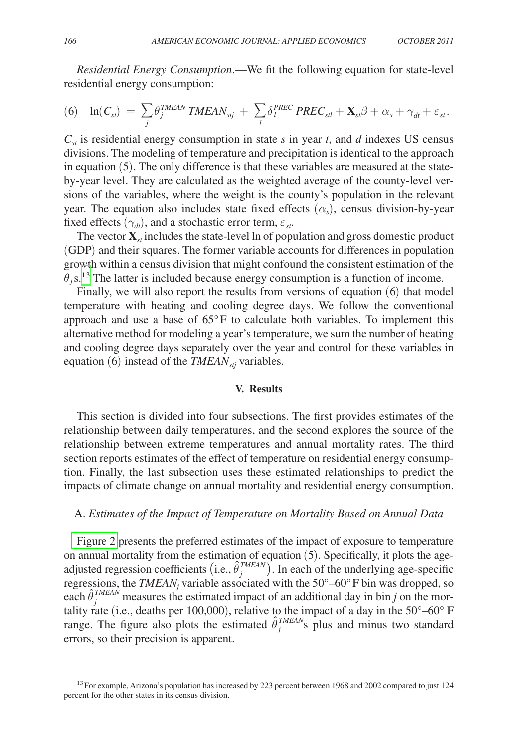*Residential Energy Consumption*.—We fit the following equation for state-level residential energy consumption:

$$(6) \quad \ln(C_{st}) = \sum_j \theta_j^{TMEAN}\, TMEAN_{stj} + \sum_l \delta_l^{PREC}\, PREC_{stl} + \mathbf{X}_{st}\beta + \alpha_s + \gamma_{dt} + \varepsilon_{st}.$$

$C_{st}$ is residential energy consumption in state $s$ in year $t$, and $d$ indexes US census divisions. The modeling of temperature and precipitation is identical to the approach in equation (5). The only difference is that these variables are measured at the state-by-year level. They are calculated as the weighted average of the county-level versions of the variables, where the weight is the county's population in the relevant year. The equation also includes state fixed effects ($\alpha_s$), census division-by-year fixed effects ($\gamma_{dt}$), and a stochastic error term, $\varepsilon_{st}$.

The vector $\mathbf{X}_{st}$ includes the state-level ln of population and gross domestic product (GDP) and their squares. The former variable accounts for differences in population growth within a census division that might confound the consistent estimation of the $\theta_j$s.[13] The latter is included because energy consumption is a function of income.

Finally, we will also report the results from versions of equation (6) that model temperature with heating and cooling degree days. We follow the conventional approach and use a base of 65°F to calculate both variables. To implement this alternative method for modeling a year's temperature, we sum the number of heating and cooling degree days separately over the year and control for these variables in equation (6) instead of the $TMEAN_{stj}$ variables.

## V. Results

This section is divided into four subsections. The first provides estimates of the relationship between daily temperatures, and the second explores the source of the relationship between extreme temperatures and annual mortality rates. The third section reports estimates of the effect of temperature on residential energy consumption. Finally, the last subsection uses these estimated relationships to predict the impacts of climate change on annual mortality and residential energy consumption.

### A. *Estimates of the Impact of Temperature on Mortality Based on Annual Data*

Figure 2 presents the preferred estimates of the impact of exposure to temperature on annual mortality from the estimation of equation (5). Specifically, it plots the age-adjusted regression coefficients (i.e., $\hat{\theta}_j^{TMEAN}$). In each of the underlying age-specific regressions, the $TMEAN_j$ variable associated with the 50°–60°F bin was dropped, so each $\hat{\theta}_j^{TMEAN}$ measures the estimated impact of an additional day in bin $j$ on the mortality rate (i.e., deaths per 100,000), relative to the impact of a day in the 50°–60° F range. The figure also plots the estimated $\hat{\theta}_j^{TMEAN}$s plus and minus two standard errors, so their precision is apparent.

[13] For example, Arizona's population has increased by 223 percent between 1968 and 2002 compared to just 124 percent for the other states in its census division.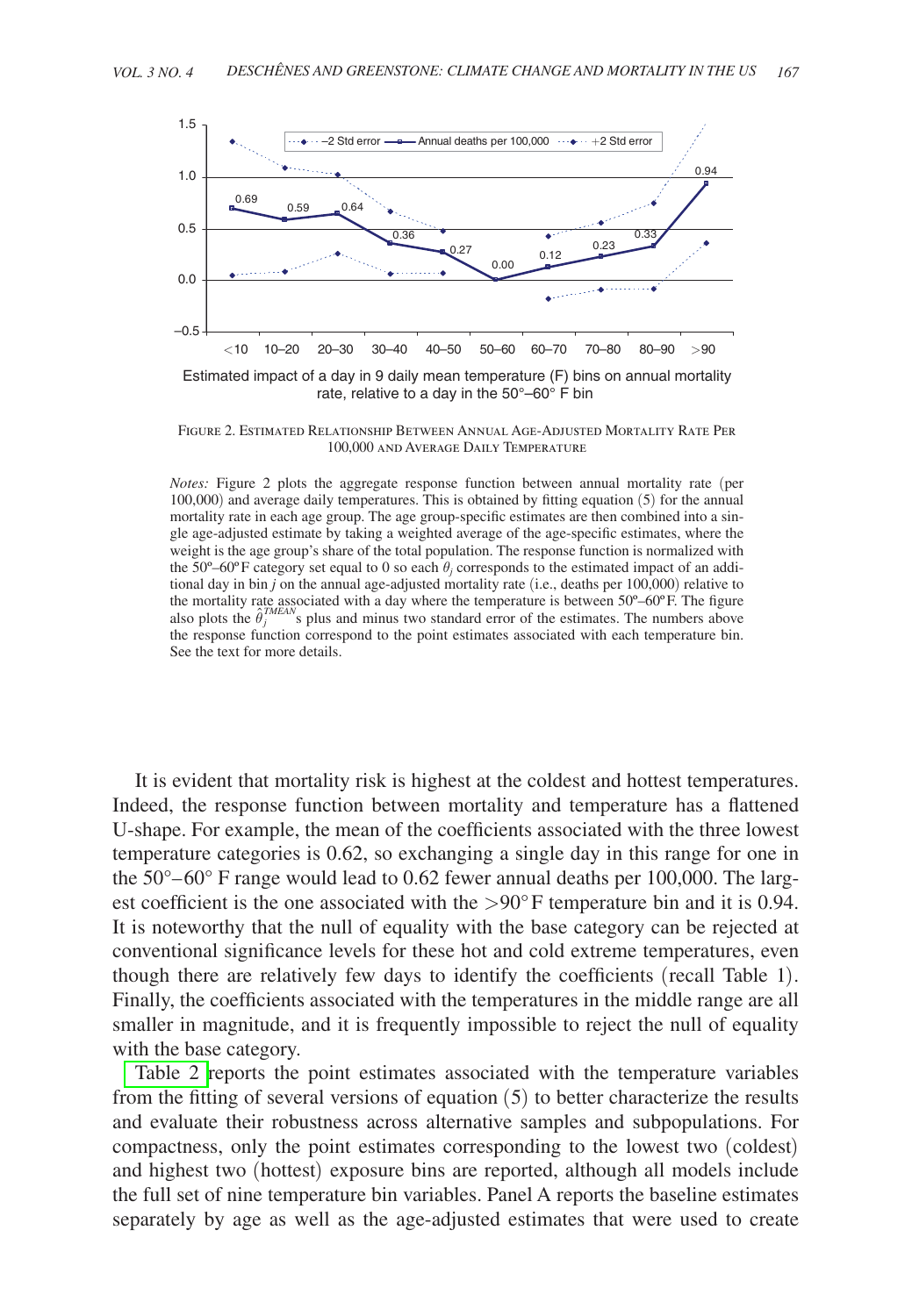FIGURE 2. ESTIMATED RELATIONSHIP BETWEEN ANNUAL AGE-ADJUSTED MORTALITY RATE PER 100,000 AND AVERAGE DAILY TEMPERATURE

*Notes:* Figure 2 plots the aggregate response function between annual mortality rate (per 100,000) and average daily temperatures. This is obtained by fitting equation (5) for the annual mortality rate in each age group. The age group-specific estimates are then combined into a single age-adjusted estimate by taking a weighted average of the age-specific estimates, where the weight is the age group's share of the total population. The response function is normalized with the 50º–60ºF category set equal to 0 so each $\theta_j$ corresponds to the estimated impact of an additional day in bin $j$ on the annual age-adjusted mortality rate (i.e., deaths per 100,000) relative to the mortality rate associated with a day where the temperature is between 50º–60ºF. The figure also plots the $\hat{\theta}_j^{TMEAN}$s plus and minus two standard error of the estimates. The numbers above the response function correspond to the point estimates associated with each temperature bin. See the text for more details.

It is evident that mortality risk is highest at the coldest and hottest temperatures. Indeed, the response function between mortality and temperature has a flattened U-shape. For example, the mean of the coefficients associated with the three lowest temperature categories is 0.62, so exchanging a single day in this range for one in the 50°–60° F range would lead to 0.62 fewer annual deaths per 100,000. The largest coefficient is the one associated with the >90° F temperature bin and it is 0.94. It is noteworthy that the null of equality with the base category can be rejected at conventional significance levels for these hot and cold extreme temperatures, even though there are relatively few days to identify the coefficients (recall Table 1). Finally, the coefficients associated with the temperatures in the middle range are all smaller in magnitude, and it is frequently impossible to reject the null of equality with the base category.

Table 2 reports the point estimates associated with the temperature variables from the fitting of several versions of equation (5) to better characterize the results and evaluate their robustness across alternative samples and subpopulations. For compactness, only the point estimates corresponding to the lowest two (coldest) and highest two (hottest) exposure bins are reported, although all models include the full set of nine temperature bin variables. Panel A reports the baseline estimates separately by age as well as the age-adjusted estimates that were used to create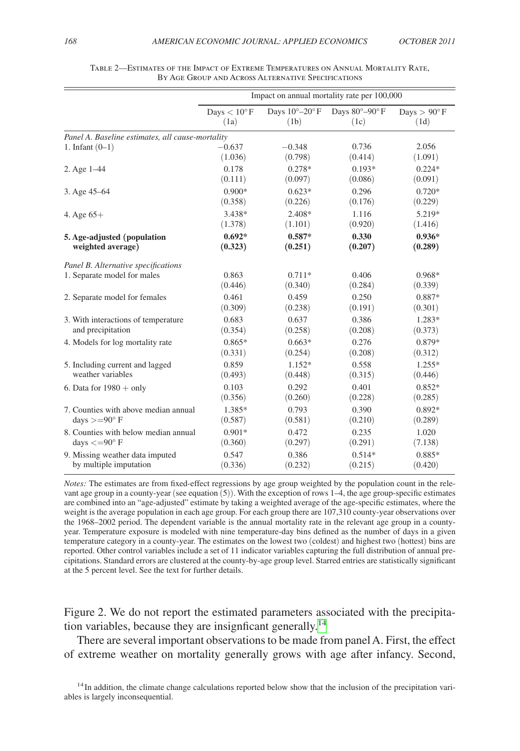Table 2—Estimates of the Impact of Extreme Temperatures on Annual Mortality Rate, By Age Group and Across Alternative Specifications

| | Impact on annual mortality rate per 100,000 | | | |
|---|---|---|---|---|
| | Days < 10°F (1a) | Days 10°–20°F (1b) | Days 80°–90°F (1c) | Days > 90°F (1d) |
| *Panel A. Baseline estimates, all cause-mortality* | | | | |
| 1. Infant (0–1) | −0.637 | −0.348 | 0.736 | 2.056 |
| | (1.036) | (0.798) | (0.414) | (1.091) |
| 2. Age 1–44 | 0.178 | 0.278* | 0.193* | 0.224* |
| | (0.111) | (0.097) | (0.086) | (0.091) |
| 3. Age 45–64 | 0.900* | 0.623* | 0.296 | 0.720* |
| | (0.358) | (0.226) | (0.176) | (0.229) |
| 4. Age 65+ | 3.438* | 2.408* | 1.116 | 5.219* |
| | (1.378) | (1.101) | (0.920) | (1.416) |
| **5. Age-adjusted (population weighted average)** | **0.692*** | **0.587*** | **0.330** | **0.936*** |
| | **(0.323)** | **(0.251)** | **(0.207)** | **(0.289)** |
| *Panel B. Alternative specifications* | | | | |
| 1. Separate model for males | 0.863 | 0.711* | 0.406 | 0.968* |
| | (0.446) | (0.340) | (0.284) | (0.339) |
| 2. Separate model for females | 0.461 | 0.459 | 0.250 | 0.887* |
| | (0.309) | (0.238) | (0.191) | (0.301) |
| 3. With interactions of temperature and precipitation | 0.683 | 0.637 | 0.386 | 1.283* |
| | (0.354) | (0.258) | (0.208) | (0.373) |
| 4. Models for log mortality rate | 0.865* | 0.663* | 0.276 | 0.879* |
| | (0.331) | (0.254) | (0.208) | (0.312) |
| 5. Including current and lagged weather variables | 0.859 | 1.152* | 0.558 | 1.255* |
| | (0.493) | (0.448) | (0.315) | (0.446) |
| 6. Data for 1980 + only | 0.103 | 0.292 | 0.401 | 0.852* |
| | (0.356) | (0.260) | (0.228) | (0.285) |
| 7. Counties with above median annual days >=90° F | 1.385* | 0.793 | 0.390 | 0.892* |
| | (0.587) | (0.581) | (0.210) | (0.289) |
| 8. Counties with below median annual days <=90° F | 0.901* | 0.472 | 0.235 | 1.020 |
| | (0.360) | (0.297) | (0.291) | (7.138) |
| 9. Missing weather data imputed by multiple imputation | 0.547 | 0.386 | 0.514* | 0.885* |
| | (0.336) | (0.232) | (0.215) | (0.420) |

*Notes:* The estimates are from fixed-effect regressions by age group weighted by the population count in the relevant age group in a county-year (see equation (5)). With the exception of rows 1–4, the age group-specific estimates are combined into an "age-adjusted" estimate by taking a weighted average of the age-specific estimates, where the weight is the average population in each age group. For each group there are 107,310 county-year observations over the 1968–2002 period. The dependent variable is the annual mortality rate in the relevant age group in a county-year. Temperature exposure is modeled with nine temperature-day bins defined as the number of days in a given temperature category in a county-year. The estimates on the lowest two (coldest) and highest two (hottest) bins are reported. Other control variables include a set of 11 indicator variables capturing the full distribution of annual precipitations. Standard errors are clustered at the county-by-age group level. Starred entries are statistically significant at the 5 percent level. See the text for further details.

Figure 2. We do not report the estimated parameters associated with the precipitation variables, because they are insignficant generally.[14]

There are several important observations to be made from panel A. First, the effect of extreme weather on mortality generally grows with age after infancy. Second,

[14] In addition, the climate change calculations reported below show that the inclusion of the precipitation variables is largely inconsequential.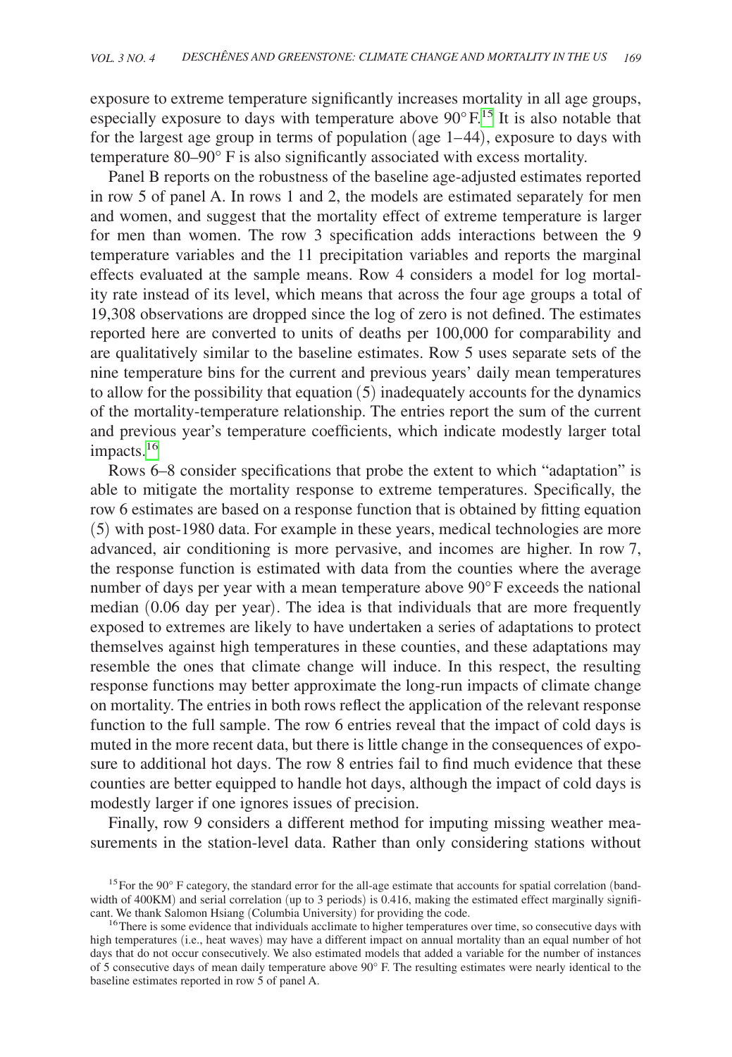exposure to extreme temperature significantly increases mortality in all age groups, especially exposure to days with temperature above 90°F.[15] It is also notable that for the largest age group in terms of population (age 1–44), exposure to days with temperature 80–90° F is also significantly associated with excess mortality.

Panel B reports on the robustness of the baseline age-adjusted estimates reported in row 5 of panel A. In rows 1 and 2, the models are estimated separately for men and women, and suggest that the mortality effect of extreme temperature is larger for men than women. The row 3 specification adds interactions between the 9 temperature variables and the 11 precipitation variables and reports the marginal effects evaluated at the sample means. Row 4 considers a model for log mortality rate instead of its level, which means that across the four age groups a total of 19,308 observations are dropped since the log of zero is not defined. The estimates reported here are converted to units of deaths per 100,000 for comparability and are qualitatively similar to the baseline estimates. Row 5 uses separate sets of the nine temperature bins for the current and previous years' daily mean temperatures to allow for the possibility that equation (5) inadequately accounts for the dynamics of the mortality-temperature relationship. The entries report the sum of the current and previous year's temperature coefficients, which indicate modestly larger total impacts.[16]

Rows 6–8 consider specifications that probe the extent to which "adaptation" is able to mitigate the mortality response to extreme temperatures. Specifically, the row 6 estimates are based on a response function that is obtained by fitting equation (5) with post-1980 data. For example in these years, medical technologies are more advanced, air conditioning is more pervasive, and incomes are higher. In row 7, the response function is estimated with data from the counties where the average number of days per year with a mean temperature above 90°F exceeds the national median (0.06 day per year). The idea is that individuals that are more frequently exposed to extremes are likely to have undertaken a series of adaptations to protect themselves against high temperatures in these counties, and these adaptations may resemble the ones that climate change will induce. In this respect, the resulting response functions may better approximate the long-run impacts of climate change on mortality. The entries in both rows reflect the application of the relevant response function to the full sample. The row 6 entries reveal that the impact of cold days is muted in the more recent data, but there is little change in the consequences of exposure to additional hot days. The row 8 entries fail to find much evidence that these counties are better equipped to handle hot days, although the impact of cold days is modestly larger if one ignores issues of precision.

Finally, row 9 considers a different method for imputing missing weather measurements in the station-level data. Rather than only considering stations without

[15] For the 90° F category, the standard error for the all-age estimate that accounts for spatial correlation (bandwidth of 400KM) and serial correlation (up to 3 periods) is 0.416, making the estimated effect marginally significant. We thank Salomon Hsiang (Columbia University) for providing the code.

[16] There is some evidence that individuals acclimate to higher temperatures over time, so consecutive days with high temperatures (i.e., heat waves) may have a different impact on annual mortality than an equal number of hot days that do not occur consecutively. We also estimated models that added a variable for the number of instances of 5 consecutive days of mean daily temperature above 90° F. The resulting estimates were nearly identical to the baseline estimates reported in row 5 of panel A.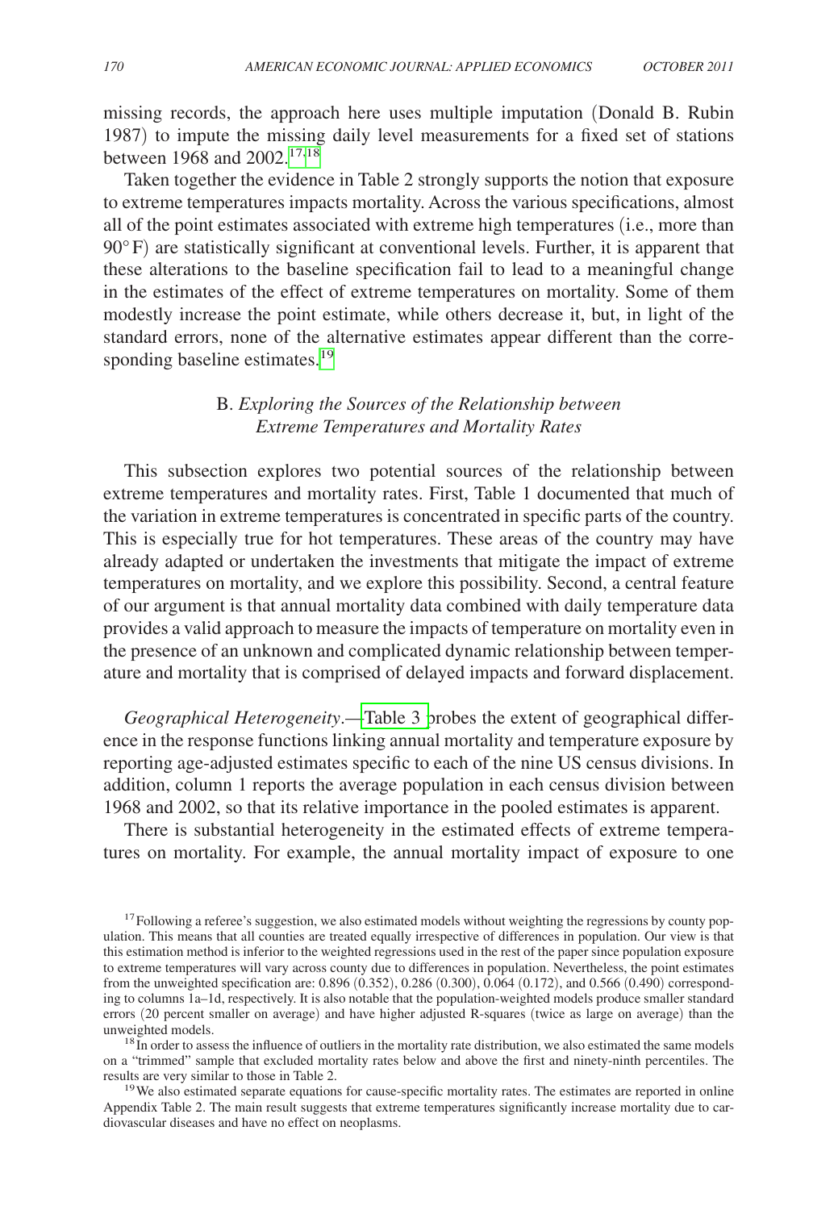missing records, the approach here uses multiple imputation (Donald B. Rubin 1987) to impute the missing daily level measurements for a fixed set of stations between 1968 and 2002.[17,18]

Taken together the evidence in Table 2 strongly supports the notion that exposure to extreme temperatures impacts mortality. Across the various specifications, almost all of the point estimates associated with extreme high temperatures (i.e., more than 90° F) are statistically significant at conventional levels. Further, it is apparent that these alterations to the baseline specification fail to lead to a meaningful change in the estimates of the effect of extreme temperatures on mortality. Some of them modestly increase the point estimate, while others decrease it, but, in light of the standard errors, none of the alternative estimates appear different than the corresponding baseline estimates.[19]

### B. *Exploring the Sources of the Relationship between Extreme Temperatures and Mortality Rates*

This subsection explores two potential sources of the relationship between extreme temperatures and mortality rates. First, Table 1 documented that much of the variation in extreme temperatures is concentrated in specific parts of the country. This is especially true for hot temperatures. These areas of the country may have already adapted or undertaken the investments that mitigate the impact of extreme temperatures on mortality, and we explore this possibility. Second, a central feature of our argument is that annual mortality data combined with daily temperature data provides a valid approach to measure the impacts of temperature on mortality even in the presence of an unknown and complicated dynamic relationship between temperature and mortality that is comprised of delayed impacts and forward displacement.

*Geographical Heterogeneity*.—Table 3 probes the extent of geographical difference in the response functions linking annual mortality and temperature exposure by reporting age-adjusted estimates specific to each of the nine US census divisions. In addition, column 1 reports the average population in each census division between 1968 and 2002, so that its relative importance in the pooled estimates is apparent.

There is substantial heterogeneity in the estimated effects of extreme temperatures on mortality. For example, the annual mortality impact of exposure to one

[17] Following a referee's suggestion, we also estimated models without weighting the regressions by county population. This means that all counties are treated equally irrespective of differences in population. Our view is that this estimation method is inferior to the weighted regressions used in the rest of the paper since population exposure to extreme temperatures will vary across county due to differences in population. Nevertheless, the point estimates from the unweighted specification are: 0.896 (0.352), 0.286 (0.300), 0.064 (0.172), and 0.566 (0.490) corresponding to columns 1a–1d, respectively. It is also notable that the population-weighted models produce smaller standard errors (20 percent smaller on average) and have higher adjusted R-squares (twice as large on average) than the unweighted models.

[18] In order to assess the influence of outliers in the mortality rate distribution, we also estimated the same models on a "trimmed" sample that excluded mortality rates below and above the first and ninety-ninth percentiles. The results are very similar to those in Table 2.

[19] We also estimated separate equations for cause-specific mortality rates. The estimates are reported in online Appendix Table 2. The main result suggests that extreme temperatures significantly increase mortality due to cardiovascular diseases and have no effect on neoplasms.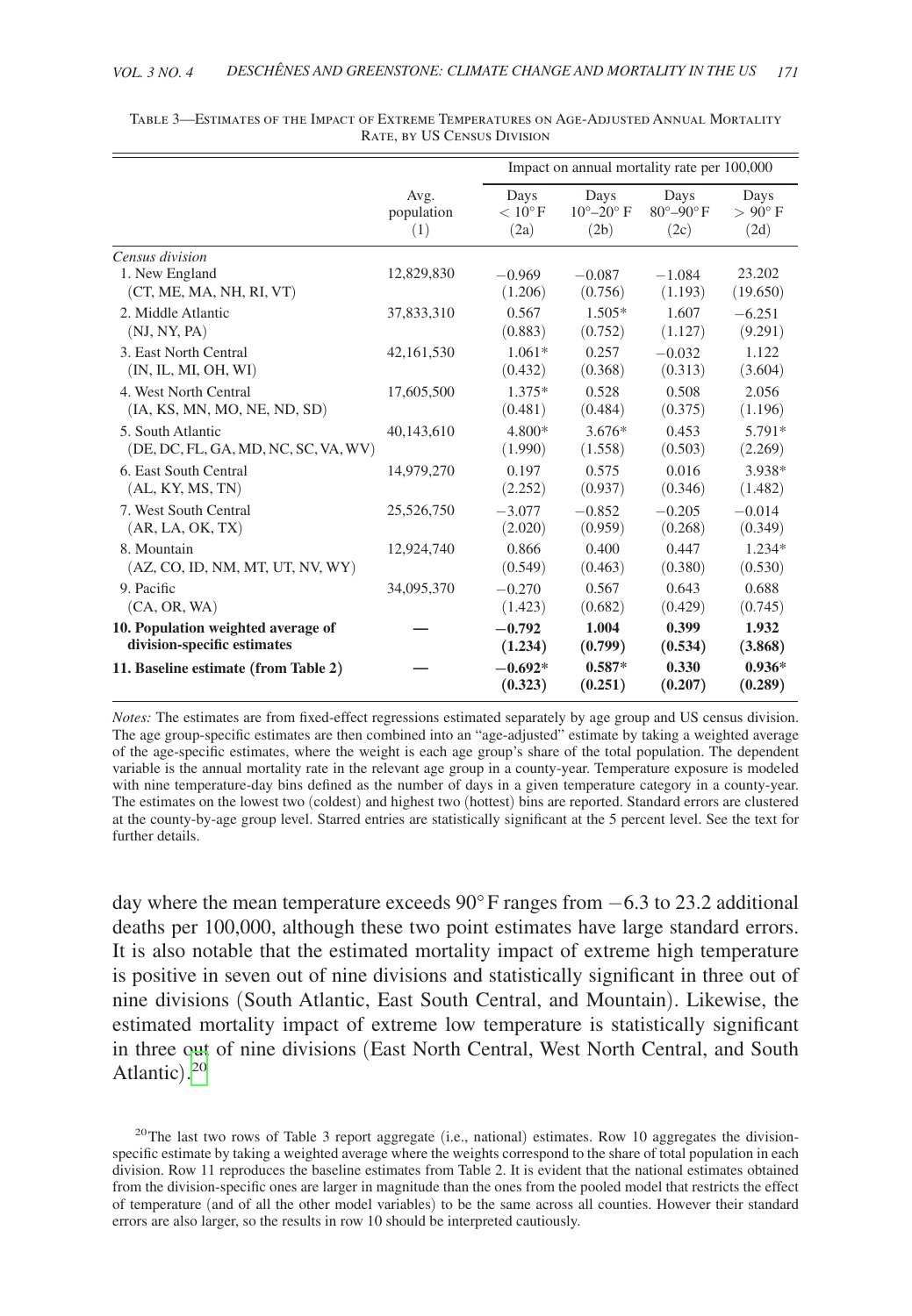Table 3—Estimates of the Impact of Extreme Temperatures on Age-Adjusted Annual Mortality Rate, by US Census Division

| | Avg. population (1) | Impact on annual mortality rate per 100,000 | | | |
|---|---|---|---|---|---|
| | | Days < 10°F (2a) | Days 10°–20°F (2b) | Days 80°–90°F (2c) | Days > 90°F (2d) |
| *Census division* | | | | | |
| 1. New England | 12,829,830 | −0.969 | −0.087 | −1.084 | 23.202 |
| (CT, ME, MA, NH, RI, VT) | | (1.206) | (0.756) | (1.193) | (19.650) |
| 2. Middle Atlantic | 37,833,310 | 0.567 | 1.505* | 1.607 | −6.251 |
| (NJ, NY, PA) | | (0.883) | (0.752) | (1.127) | (9.291) |
| 3. East North Central | 42,161,530 | 1.061* | 0.257 | −0.032 | 1.122 |
| (IN, IL, MI, OH, WI) | | (0.432) | (0.368) | (0.313) | (3.604) |
| 4. West North Central | 17,605,500 | 1.375* | 0.528 | 0.508 | 2.056 |
| (IA, KS, MN, MO, NE, ND, SD) | | (0.481) | (0.484) | (0.375) | (1.196) |
| 5. South Atlantic | 40,143,610 | 4.800* | 3.676* | 0.453 | 5.791* |
| (DE, DC, FL, GA, MD, NC, SC, VA, WV) | | (1.990) | (1.558) | (0.503) | (2.269) |
| 6. East South Central | 14,979,270 | 0.197 | 0.575 | 0.016 | 3.938* |
| (AL, KY, MS, TN) | | (2.252) | (0.937) | (0.346) | (1.482) |
| 7. West South Central | 25,526,750 | −3.077 | −0.852 | −0.205 | −0.014 |
| (AR, LA, OK, TX) | | (2.020) | (0.959) | (0.268) | (0.349) |
| 8. Mountain | 12,924,740 | 0.866 | 0.400 | 0.447 | 1.234* |
| (AZ, CO, ID, NM, MT, UT, NV, WY) | | (0.549) | (0.463) | (0.380) | (0.530) |
| 9. Pacific | 34,095,370 | −0.270 | 0.567 | 0.643 | 0.688 |
| (CA, OR, WA) | | (1.423) | (0.682) | (0.429) | (0.745) |
| **10. Population weighted average of division-specific estimates** | **—** | **−0.792** | **1.004** | **0.399** | **1.932** |
| | | **(1.234)** | **(0.799)** | **(0.534)** | **(3.868)** |
| **11. Baseline estimate (from Table 2)** | **—** | **−0.692*** | **0.587*** | **0.330** | **0.936*** |
| | | **(0.323)** | **(0.251)** | **(0.207)** | **(0.289)** |

*Notes:* The estimates are from fixed-effect regressions estimated separately by age group and US census division. The age group-specific estimates are then combined into an "age-adjusted" estimate by taking a weighted average of the age-specific estimates, where the weight is each age group's share of the total population. The dependent variable is the annual mortality rate in the relevant age group in a county-year. Temperature exposure is modeled with nine temperature-day bins defined as the number of days in a given temperature category in a county-year. The estimates on the lowest two (coldest) and highest two (hottest) bins are reported. Standard errors are clustered at the county-by-age group level. Starred entries are statistically significant at the 5 percent level. See the text for further details.

day where the mean temperature exceeds 90°F ranges from −6.3 to 23.2 additional deaths per 100,000, although these two point estimates have large standard errors. It is also notable that the estimated mortality impact of extreme high temperature is positive in seven out of nine divisions and statistically significant in three out of nine divisions (South Atlantic, East South Central, and Mountain). Likewise, the estimated mortality impact of extreme low temperature is statistically significant in three out of nine divisions (East North Central, West North Central, and South Atlantic).[20]

[20] The last two rows of Table 3 report aggregate (i.e., national) estimates. Row 10 aggregates the division-specific estimate by taking a weighted average where the weights correspond to the share of total population in each division. Row 11 reproduces the baseline estimates from Table 2. It is evident that the national estimates obtained from the division-specific ones are larger in magnitude than the ones from the pooled model that restricts the effect of temperature (and of all the other model variables) to be the same across all counties. However their standard errors are also larger, so the results in row 10 should be interpreted cautiously.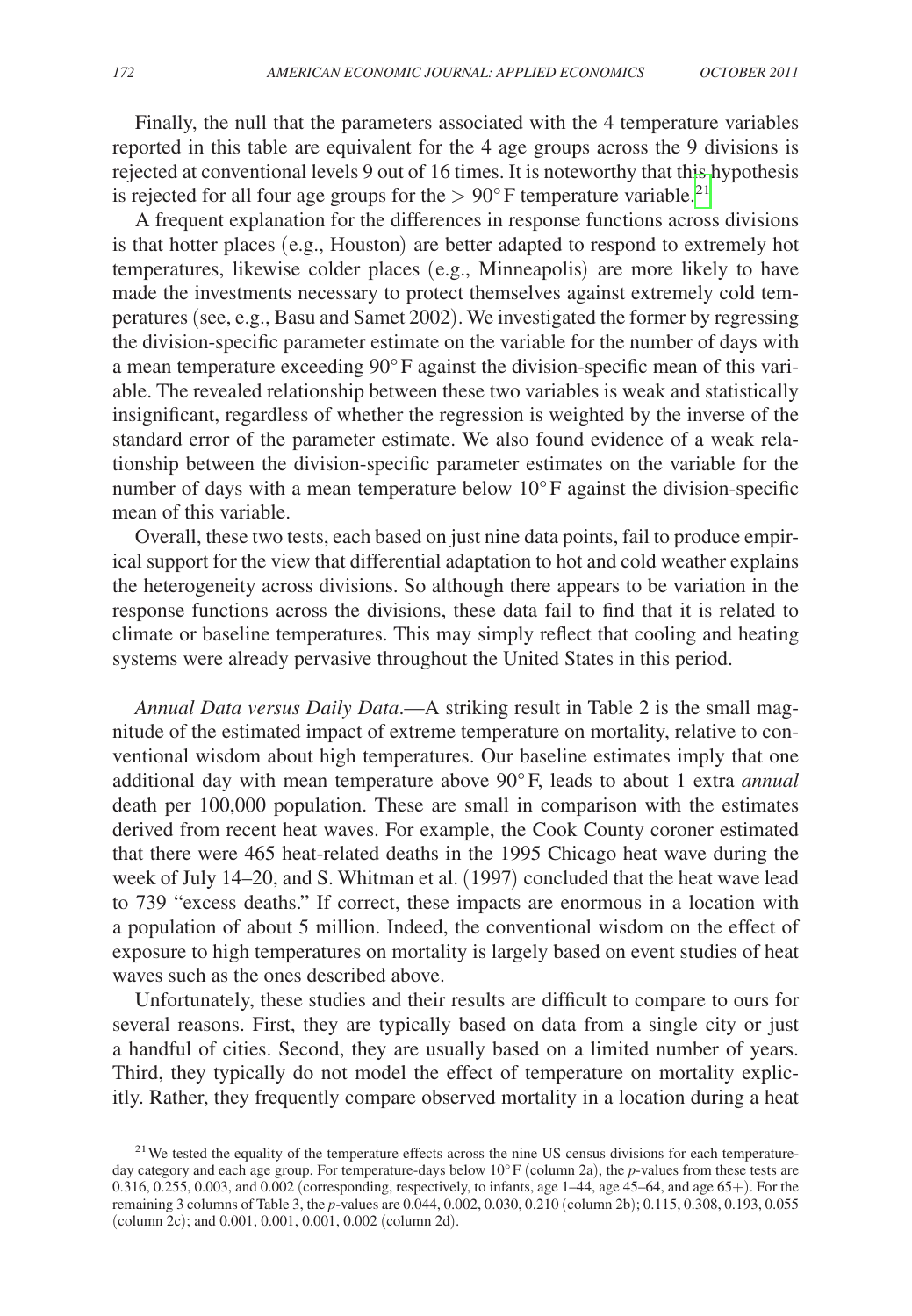Finally, the null that the parameters associated with the 4 temperature variables reported in this table are equivalent for the 4 age groups across the 9 divisions is rejected at conventional levels 9 out of 16 times. It is noteworthy that this hypothesis is rejected for all four age groups for the $> 90°$F temperature variable.[21]

A frequent explanation for the differences in response functions across divisions is that hotter places (e.g., Houston) are better adapted to respond to extremely hot temperatures, likewise colder places (e.g., Minneapolis) are more likely to have made the investments necessary to protect themselves against extremely cold temperatures (see, e.g., Basu and Samet 2002). We investigated the former by regressing the division-specific parameter estimate on the variable for the number of days with a mean temperature exceeding 90°F against the division-specific mean of this variable. The revealed relationship between these two variables is weak and statistically insignificant, regardless of whether the regression is weighted by the inverse of the standard error of the parameter estimate. We also found evidence of a weak relationship between the division-specific parameter estimates on the variable for the number of days with a mean temperature below 10°F against the division-specific mean of this variable.

Overall, these two tests, each based on just nine data points, fail to produce empirical support for the view that differential adaptation to hot and cold weather explains the heterogeneity across divisions. So although there appears to be variation in the response functions across the divisions, these data fail to find that it is related to climate or baseline temperatures. This may simply reflect that cooling and heating systems were already pervasive throughout the United States in this period.

*Annual Data versus Daily Data*.—A striking result in Table 2 is the small magnitude of the estimated impact of extreme temperature on mortality, relative to conventional wisdom about high temperatures. Our baseline estimates imply that one additional day with mean temperature above 90°F, leads to about 1 extra *annual* death per 100,000 population. These are small in comparison with the estimates derived from recent heat waves. For example, the Cook County coroner estimated that there were 465 heat-related deaths in the 1995 Chicago heat wave during the week of July 14–20, and S. Whitman et al. (1997) concluded that the heat wave lead to 739 "excess deaths." If correct, these impacts are enormous in a location with a population of about 5 million. Indeed, the conventional wisdom on the effect of exposure to high temperatures on mortality is largely based on event studies of heat waves such as the ones described above.

Unfortunately, these studies and their results are difficult to compare to ours for several reasons. First, they are typically based on data from a single city or just a handful of cities. Second, they are usually based on a limited number of years. Third, they typically do not model the effect of temperature on mortality explicitly. Rather, they frequently compare observed mortality in a location during a heat

[21] We tested the equality of the temperature effects across the nine US census divisions for each temperature-day category and each age group. For temperature-days below 10°F (column 2a), the *p*-values from these tests are 0.316, 0.255, 0.003, and 0.002 (corresponding, respectively, to infants, age 1–44, age 45–64, and age 65+). For the remaining 3 columns of Table 3, the *p*-values are 0.044, 0.002, 0.030, 0.210 (column 2b); 0.115, 0.308, 0.193, 0.055 (column 2c); and 0.001, 0.001, 0.001, 0.002 (column 2d).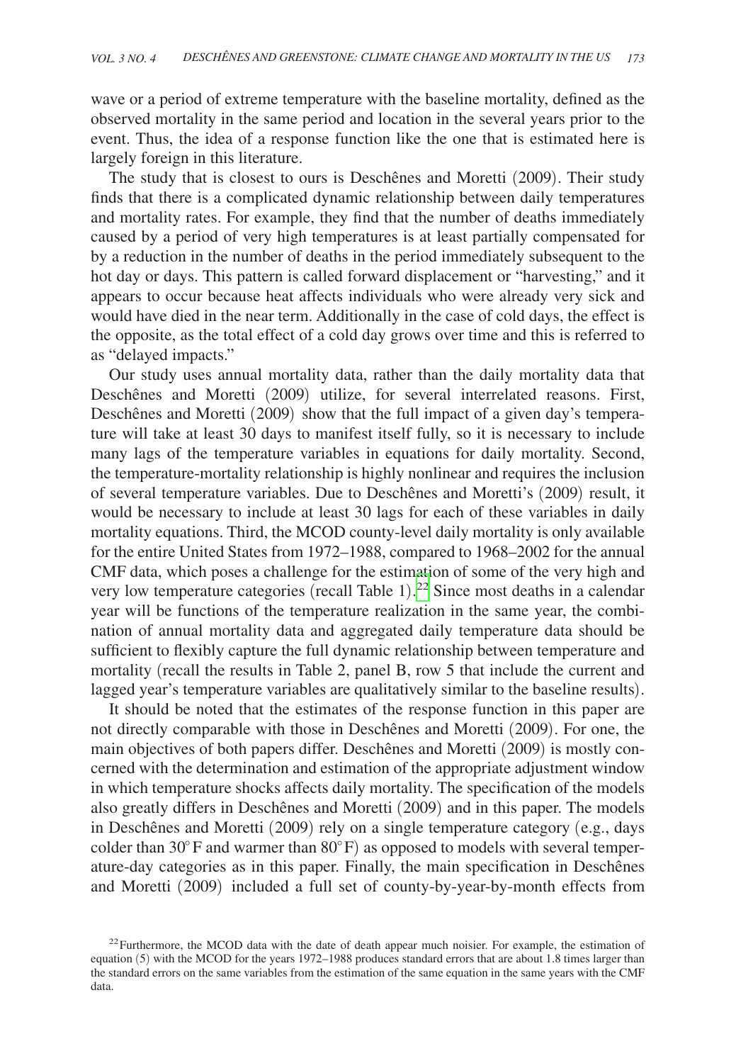wave or a period of extreme temperature with the baseline mortality, defined as the observed mortality in the same period and location in the several years prior to the event. Thus, the idea of a response function like the one that is estimated here is largely foreign in this literature.

The study that is closest to ours is Deschênes and Moretti (2009). Their study finds that there is a complicated dynamic relationship between daily temperatures and mortality rates. For example, they find that the number of deaths immediately caused by a period of very high temperatures is at least partially compensated for by a reduction in the number of deaths in the period immediately subsequent to the hot day or days. This pattern is called forward displacement or "harvesting," and it appears to occur because heat affects individuals who were already very sick and would have died in the near term. Additionally in the case of cold days, the effect is the opposite, as the total effect of a cold day grows over time and this is referred to as "delayed impacts."

Our study uses annual mortality data, rather than the daily mortality data that Deschênes and Moretti (2009) utilize, for several interrelated reasons. First, Deschênes and Moretti (2009) show that the full impact of a given day's temperature will take at least 30 days to manifest itself fully, so it is necessary to include many lags of the temperature variables in equations for daily mortality. Second, the temperature-mortality relationship is highly nonlinear and requires the inclusion of several temperature variables. Due to Deschênes and Moretti's (2009) result, it would be necessary to include at least 30 lags for each of these variables in daily mortality equations. Third, the MCOD county-level daily mortality is only available for the entire United States from 1972–1988, compared to 1968–2002 for the annual CMF data, which poses a challenge for the estimation of some of the very high and very low temperature categories (recall Table 1).[22] Since most deaths in a calendar year will be functions of the temperature realization in the same year, the combination of annual mortality data and aggregated daily temperature data should be sufficient to flexibly capture the full dynamic relationship between temperature and mortality (recall the results in Table 2, panel B, row 5 that include the current and lagged year's temperature variables are qualitatively similar to the baseline results).

It should be noted that the estimates of the response function in this paper are not directly comparable with those in Deschênes and Moretti (2009). For one, the main objectives of both papers differ. Deschênes and Moretti (2009) is mostly concerned with the determination and estimation of the appropriate adjustment window in which temperature shocks affects daily mortality. The specification of the models also greatly differs in Deschênes and Moretti (2009) and in this paper. The models in Deschênes and Moretti (2009) rely on a single temperature category (e.g., days colder than 30°F and warmer than 80°F) as opposed to models with several temperature-day categories as in this paper. Finally, the main specification in Deschênes and Moretti (2009) included a full set of county-by-year-by-month effects from

[22] Furthermore, the MCOD data with the date of death appear much noisier. For example, the estimation of equation (5) with the MCOD for the years 1972–1988 produces standard errors that are about 1.8 times larger than the standard errors on the same variables from the estimation of the same equation in the same years with the CMF data.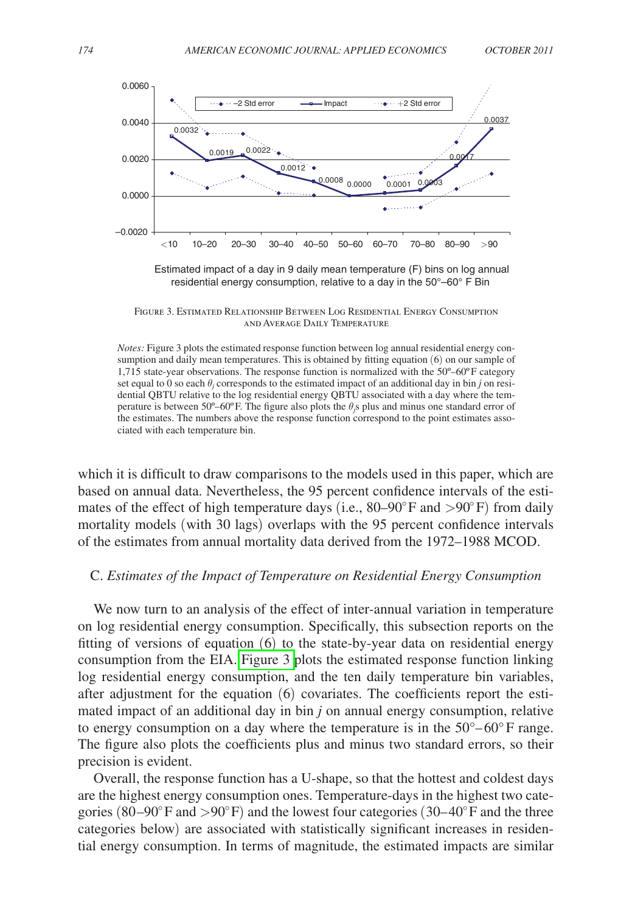Estimated impact of a day in 9 daily mean temperature (F) bins on log annual residential energy consumption, relative to a day in the 50°–60° F Bin

Figure 3. Estimated Relationship Between Log Residential Energy Consumption and Average Daily Temperature

*Notes:* Figure 3 plots the estimated response function between log annual residential energy consumption and daily mean temperatures. This is obtained by fitting equation (6) on our sample of 1,715 state-year observations. The response function is normalized with the 50º–60ºF category set equal to 0 so each $\theta_j$ corresponds to the estimated impact of an additional day in bin $j$ on residential QBTU relative to the log residential energy QBTU associated with a day where the temperature is between 50º–60ºF. The figure also plots the $\theta_j$s plus and minus one standard error of the estimates. The numbers above the response function correspond to the point estimates associated with each temperature bin.

which it is difficult to draw comparisons to the models used in this paper, which are based on annual data. Nevertheless, the 95 percent confidence intervals of the estimates of the effect of high temperature days (i.e., 80–90°F and >90°F) from daily mortality models (with 30 lags) overlaps with the 95 percent confidence intervals of the estimates from annual mortality data derived from the 1972–1988 MCOD.

### C. *Estimates of the Impact of Temperature on Residential Energy Consumption*

We now turn to an analysis of the effect of inter-annual variation in temperature on log residential energy consumption. Specifically, this subsection reports on the fitting of versions of equation (6) to the state-by-year data on residential energy consumption from the EIA. Figure 3 plots the estimated response function linking log residential energy consumption, and the ten daily temperature bin variables, after adjustment for the equation (6) covariates. The coefficients report the estimated impact of an additional day in bin $j$ on annual energy consumption, relative to energy consumption on a day where the temperature is in the 50°–60°F range. The figure also plots the coefficients plus and minus two standard errors, so their precision is evident.

Overall, the response function has a U-shape, so that the hottest and coldest days are the highest energy consumption ones. Temperature-days in the highest two categories (80–90°F and >90°F) and the lowest four categories (30–40°F and the three categories below) are associated with statistically significant increases in residential energy consumption. In terms of magnitude, the estimated impacts are similar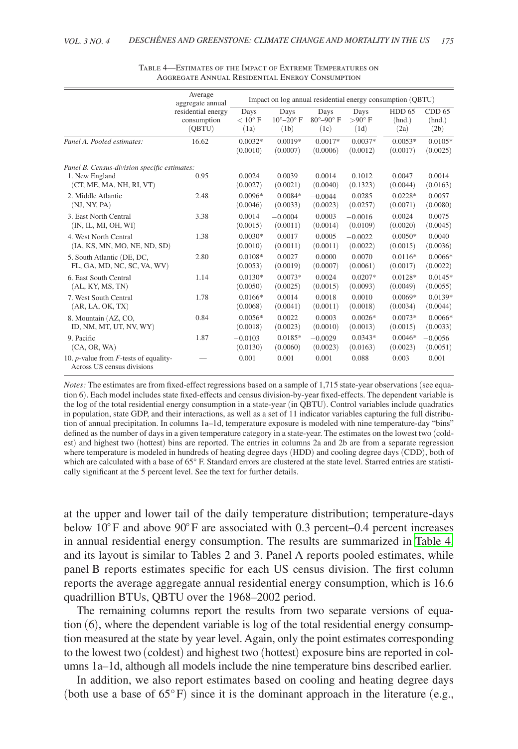Table 4—Estimates of the Impact of Extreme Temperatures on Aggregate Annual Residential Energy Consumption

| | Average aggregate annual residential energy consumption (QBTU) | Impact on log annual residential energy consumption (QBTU) | | | | | |
|---|---|---|---|---|---|---|---|
| | | Days $< 10°$ F (1a) | Days $10°$–$20°$ F (1b) | Days $80°$–$90°$ F (1c) | Days $>90°$ F (1d) | HDD 65 (hnd.) (2a) | CDD 65 (hnd.) (2b) |
| *Panel A. Pooled estimates:* | 16.62 | 0.0032* | 0.0019* | 0.0017* | 0.0037* | 0.0053* | 0.0105* |
| | | (0.0010) | (0.0007) | (0.0006) | (0.0012) | (0.0017) | (0.0025) |
| *Panel B. Census-division specific estimates:* | | | | | | | |
| 1. New England (CT, ME, MA, NH, RI, VT) | 0.95 | 0.0024 | 0.0039 | 0.0014 | 0.1012 | 0.0047 | 0.0014 |
| | | (0.0027) | (0.0021) | (0.0040) | (0.1323) | (0.0044) | (0.0163) |
| 2. Middle Atlantic (NJ, NY, PA) | 2.48 | 0.0096* | 0.0084* | −0.0044 | 0.0285 | 0.0228* | 0.0057 |
| | | (0.0046) | (0.0033) | (0.0023) | (0.0257) | (0.0071) | (0.0080) |
| 3. East North Central (IN, IL, MI, OH, WI) | 3.38 | 0.0014 | −0.0004 | 0.0003 | −0.0016 | 0.0024 | 0.0075 |
| | | (0.0015) | (0.0011) | (0.0014) | (0.0109) | (0.0020) | (0.0045) |
| 4. West North Central (IA, KS, MN, MO, NE, ND, SD) | 1.38 | 0.0030* | 0.0017 | 0.0005 | −0.0022 | 0.0050* | 0.0040 |
| | | (0.0010) | (0.0011) | (0.0011) | (0.0022) | (0.0015) | (0.0036) |
| 5. South Atlantic (DE, DC, FL, GA, MD, NC, SC, VA, WV) | 2.80 | 0.0108* | 0.0027 | 0.0000 | 0.0070 | 0.0116* | 0.0066* |
| | | (0.0053) | (0.0019) | (0.0007) | (0.0061) | (0.0017) | (0.0022) |
| 6. East South Central (AL, KY, MS, TN) | 1.14 | 0.0130* | 0.0073* | 0.0024 | 0.0207* | 0.0128* | 0.0145* |
| | | (0.0050) | (0.0025) | (0.0015) | (0.0093) | (0.0049) | (0.0055) |
| 7. West South Central (AR, LA, OK, TX) | 1.78 | 0.0166* | 0.0014 | 0.0018 | 0.0010 | 0.0069* | 0.0139* |
| | | (0.0068) | (0.0041) | (0.0011) | (0.0018) | (0.0034) | (0.0044) |
| 8. Mountain (AZ, CO, ID, NM, MT, UT, NV, WY) | 0.84 | 0.0056* | 0.0022 | 0.0003 | 0.0026* | 0.0073* | 0.0066* |
| | | (0.0018) | (0.0023) | (0.0010) | (0.0013) | (0.0015) | (0.0033) |
| 9. Pacific (CA, OR, WA) | 1.87 | −0.0103 | 0.0185* | −0.0029 | 0.0343* | 0.0046* | −0.0056 |
| | | (0.0130) | (0.0060) | (0.0023) | (0.0163) | (0.0023) | (0.0051) |
| 10. $p$-value from $F$-tests of equality-Across US census divisions | — | 0.001 | 0.001 | 0.001 | 0.088 | 0.003 | 0.001 |

*Notes:* The estimates are from fixed-effect regressions based on a sample of 1,715 state-year observations (see equation 6). Each model includes state fixed-effects and census division-by-year fixed-effects. The dependent variable is the log of the total residential energy consumption in a state-year (in QBTU). Control variables include quadratics in population, state GDP, and their interactions, as well as a set of 11 indicator variables capturing the full distribution of annual precipitation. In columns 1a–1d, temperature exposure is modeled with nine temperature-day "bins" defined as the number of days in a given temperature category in a state-year. The estimates on the lowest two (coldest) and highest two (hottest) bins are reported. The entries in columns 2a and 2b are from a separate regression where temperature is modeled in hundreds of heating degree days (HDD) and cooling degree days (CDD), both of which are calculated with a base of 65° F. Standard errors are clustered at the state level. Starred entries are statistically significant at the 5 percent level. See the text for further details.

at the upper and lower tail of the daily temperature distribution; temperature-days below 10° F and above 90° F are associated with 0.3 percent–0.4 percent increases in annual residential energy consumption. The results are summarized in Table 4, and its layout is similar to Tables 2 and 3. Panel A reports pooled estimates, while panel B reports estimates specific for each US census division. The first column reports the average aggregate annual residential energy consumption, which is 16.6 quadrillion BTUs, QBTU over the 1968–2002 period.

The remaining columns report the results from two separate versions of equation (6), where the dependent variable is log of the total residential energy consumption measured at the state by year level. Again, only the point estimates corresponding to the lowest two (coldest) and highest two (hottest) exposure bins are reported in columns 1a–1d, although all models include the nine temperature bins described earlier.

In addition, we also report estimates based on cooling and heating degree days (both use a base of 65° F) since it is the dominant approach in the literature (e.g.,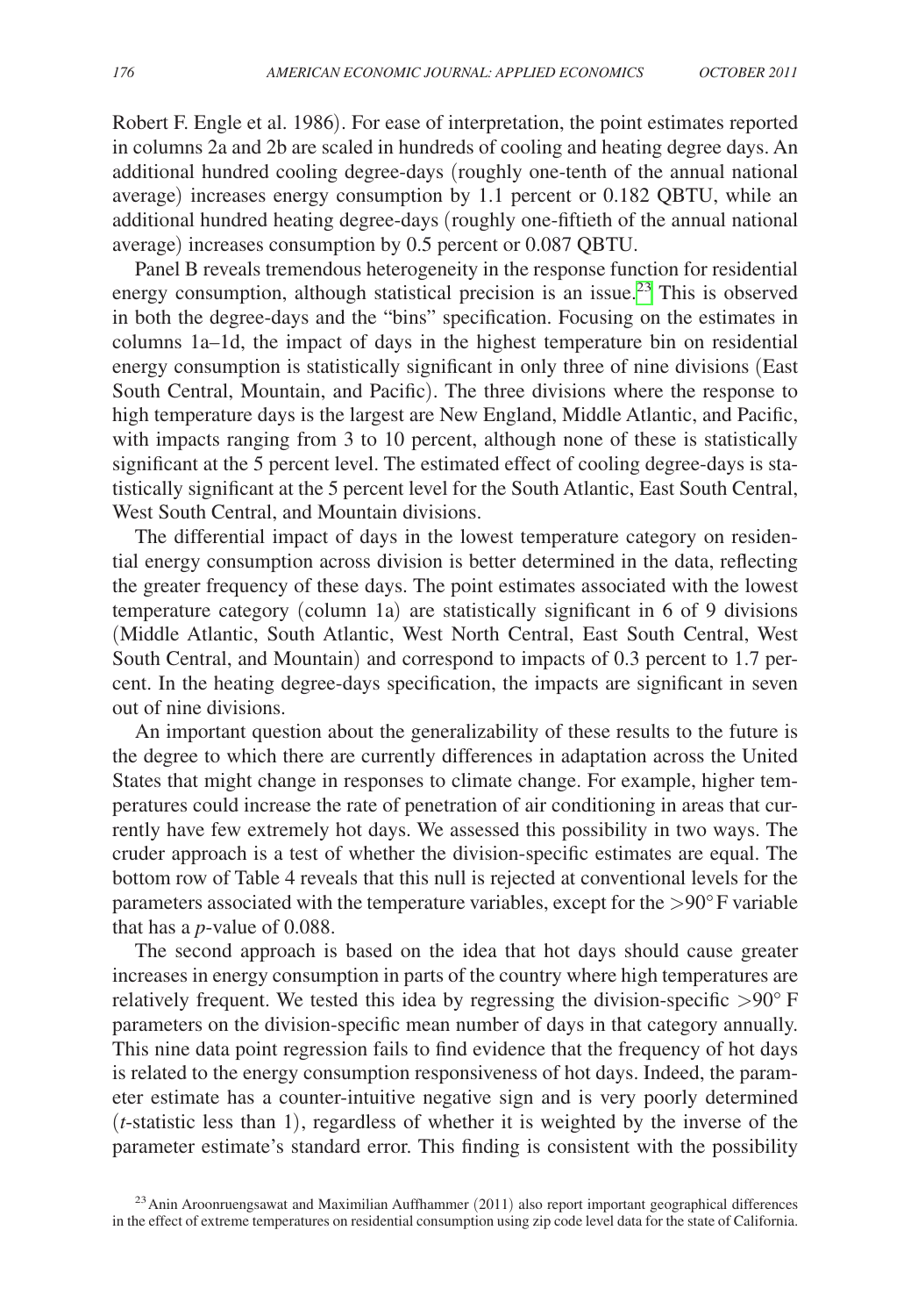Robert F. Engle et al. 1986). For ease of interpretation, the point estimates reported in columns 2a and 2b are scaled in hundreds of cooling and heating degree days. An additional hundred cooling degree-days (roughly one-tenth of the annual national average) increases energy consumption by 1.1 percent or 0.182 QBTU, while an additional hundred heating degree-days (roughly one-fiftieth of the annual national average) increases consumption by 0.5 percent or 0.087 QBTU.

Panel B reveals tremendous heterogeneity in the response function for residential energy consumption, although statistical precision is an issue.[23] This is observed in both the degree-days and the "bins" specification. Focusing on the estimates in columns 1a–1d, the impact of days in the highest temperature bin on residential energy consumption is statistically significant in only three of nine divisions (East South Central, Mountain, and Pacific). The three divisions where the response to high temperature days is the largest are New England, Middle Atlantic, and Pacific, with impacts ranging from 3 to 10 percent, although none of these is statistically significant at the 5 percent level. The estimated effect of cooling degree-days is statistically significant at the 5 percent level for the South Atlantic, East South Central, West South Central, and Mountain divisions.

The differential impact of days in the lowest temperature category on residential energy consumption across division is better determined in the data, reflecting the greater frequency of these days. The point estimates associated with the lowest temperature category (column 1a) are statistically significant in 6 of 9 divisions (Middle Atlantic, South Atlantic, West North Central, East South Central, West South Central, and Mountain) and correspond to impacts of 0.3 percent to 1.7 percent. In the heating degree-days specification, the impacts are significant in seven out of nine divisions.

An important question about the generalizability of these results to the future is the degree to which there are currently differences in adaptation across the United States that might change in responses to climate change. For example, higher temperatures could increase the rate of penetration of air conditioning in areas that currently have few extremely hot days. We assessed this possibility in two ways. The cruder approach is a test of whether the division-specific estimates are equal. The bottom row of Table 4 reveals that this null is rejected at conventional levels for the parameters associated with the temperature variables, except for the $>90°$F variable that has a *p*-value of 0.088.

The second approach is based on the idea that hot days should cause greater increases in energy consumption in parts of the country where high temperatures are relatively frequent. We tested this idea by regressing the division-specific $>90°$ F parameters on the division-specific mean number of days in that category annually. This nine data point regression fails to find evidence that the frequency of hot days is related to the energy consumption responsiveness of hot days. Indeed, the parameter estimate has a counter-intuitive negative sign and is very poorly determined (*t*-statistic less than 1), regardless of whether it is weighted by the inverse of the parameter estimate's standard error. This finding is consistent with the possibility

[23] Anin Aroonruengsawat and Maximilian Auffhammer (2011) also report important geographical differences in the effect of extreme temperatures on residential consumption using zip code level data for the state of California.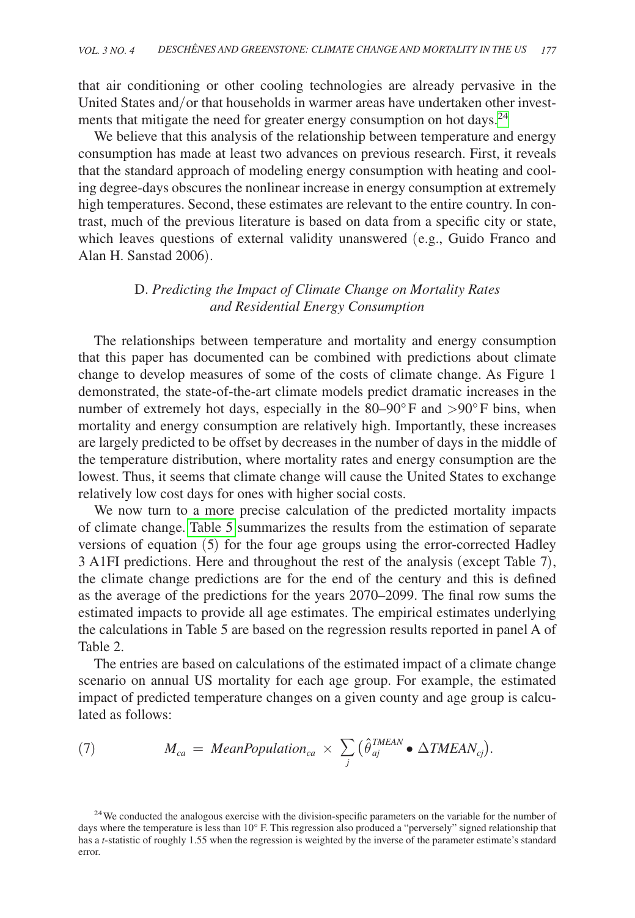that air conditioning or other cooling technologies are already pervasive in the United States and/or that households in warmer areas have undertaken other investments that mitigate the need for greater energy consumption on hot days.[24]

We believe that this analysis of the relationship between temperature and energy consumption has made at least two advances on previous research. First, it reveals that the standard approach of modeling energy consumption with heating and cooling degree-days obscures the nonlinear increase in energy consumption at extremely high temperatures. Second, these estimates are relevant to the entire country. In contrast, much of the previous literature is based on data from a specific city or state, which leaves questions of external validity unanswered (e.g., Guido Franco and Alan H. Sanstad 2006).

### D. *Predicting the Impact of Climate Change on Mortality Rates and Residential Energy Consumption*

The relationships between temperature and mortality and energy consumption that this paper has documented can be combined with predictions about climate change to develop measures of some of the costs of climate change. As Figure 1 demonstrated, the state-of-the-art climate models predict dramatic increases in the number of extremely hot days, especially in the 80–90°F and >90°F bins, when mortality and energy consumption are relatively high. Importantly, these increases are largely predicted to be offset by decreases in the number of days in the middle of the temperature distribution, where mortality rates and energy consumption are the lowest. Thus, it seems that climate change will cause the United States to exchange relatively low cost days for ones with higher social costs.

We now turn to a more precise calculation of the predicted mortality impacts of climate change. Table 5 summarizes the results from the estimation of separate versions of equation (5) for the four age groups using the error-corrected Hadley 3 A1FI predictions. Here and throughout the rest of the analysis (except Table 7), the climate change predictions are for the end of the century and this is defined as the average of the predictions for the years 2070–2099. The final row sums the estimated impacts to provide all age estimates. The empirical estimates underlying the calculations in Table 5 are based on the regression results reported in panel A of Table 2.

The entries are based on calculations of the estimated impact of a climate change scenario on annual US mortality for each age group. For example, the estimated impact of predicted temperature changes on a given county and age group is calculated as follows:

$$M_{ca} = MeanPopulation_{ca} \times \sum_{j} \left(\hat{\theta}_{aj}^{TMEAN} \bullet \Delta TMEAN_{cj}\right). \tag{7}$$

[24] We conducted the analogous exercise with the division-specific parameters on the variable for the number of days where the temperature is less than 10° F. This regression also produced a "perversely" signed relationship that has a *t*-statistic of roughly 1.55 when the regression is weighted by the inverse of the parameter estimate's standard error.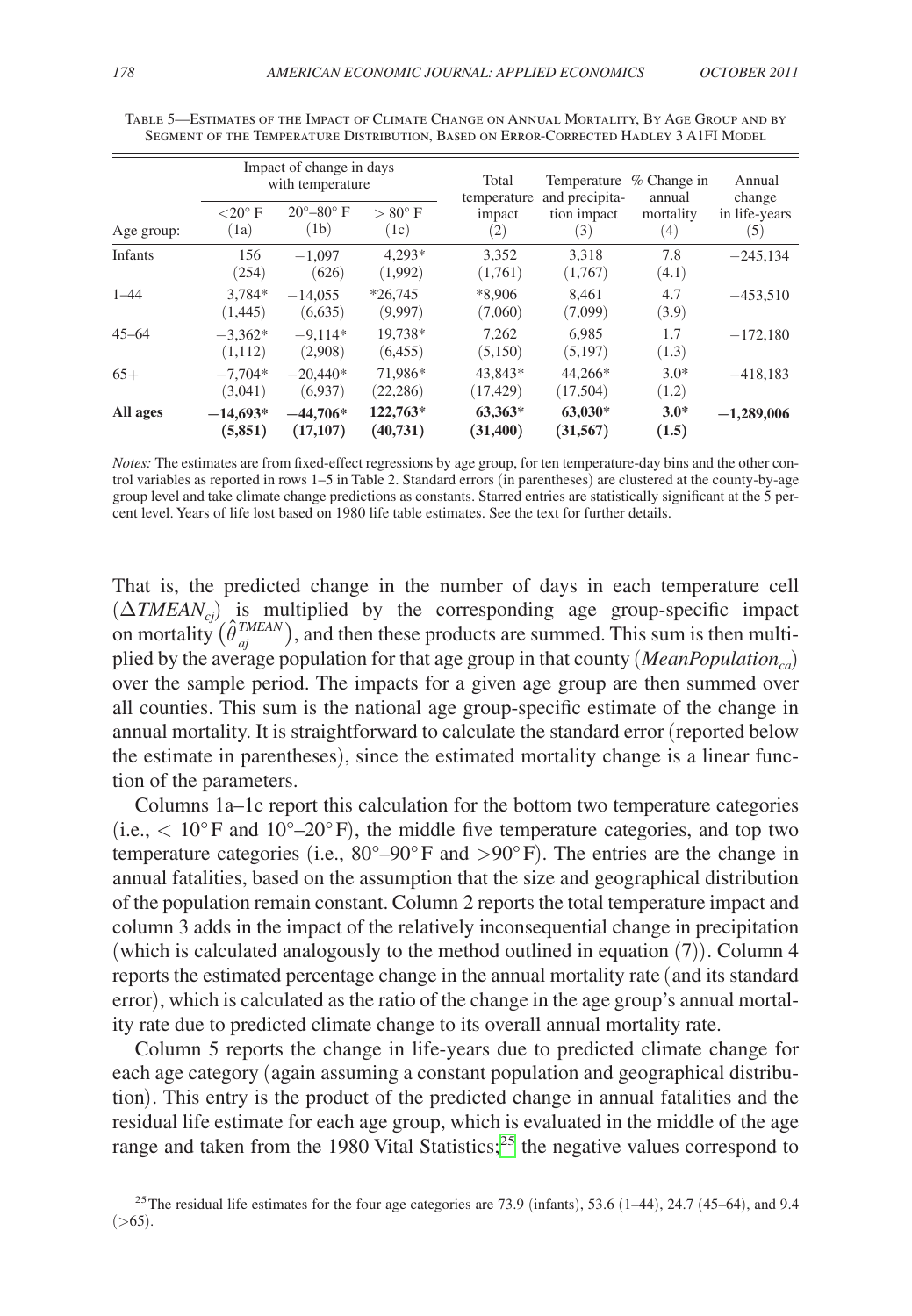Table 5—Estimates of the Impact of Climate Change on Annual Mortality, By Age Group and by Segment of the Temperature Distribution, Based on Error-Corrected Hadley 3 A1FI Model

| | Impact of change in days with temperature | | | Total temperature impact | Temperature and precipitation impact | % Change in annual mortality | Annual change in life-years |
|---|---|---|---|---|---|---|---|
| Age group: | <20° F (1a) | 20°–80° F (1b) | > 80° F (1c) | (2) | (3) | (4) | (5) |
| Infants | 156 | −1,097 | 4,293* | 3,352 | 3,318 | 7.8 | −245,134 |
| | (254) | (626) | (1,992) | (1,761) | (1,767) | (4.1) | |
| 1–44 | 3,784* | −14,055 | *26,745 | *8,906 | 8,461 | 4.7 | −453,510 |
| | (1,445) | (6,635) | (9,997) | (7,060) | (7,099) | (3.9) | |
| 45–64 | −3,362* | −9,114* | 19,738* | 7,262 | 6,985 | 1.7 | −172,180 |
| | (1,112) | (2,908) | (6,455) | (5,150) | (5,197) | (1.3) | |
| 65+ | −7,704* | −20,440* | 71,986* | 43,843* | 44,266* | 3.0* | −418,183 |
| | (3,041) | (6,937) | (22,286) | (17,429) | (17,504) | (1.2) | |
| **All ages** | **−14,693*** | **−44,706*** | **122,763*** | **63,363*** | **63,030*** | **3.0*** | **−1,289,006** |
| | **(5,851)** | **(17,107)** | **(40,731)** | **(31,400)** | **(31,567)** | **(1.5)** | |

*Notes:* The estimates are from fixed-effect regressions by age group, for ten temperature-day bins and the other control variables as reported in rows 1–5 in Table 2. Standard errors (in parentheses) are clustered at the county-by-age group level and take climate change predictions as constants. Starred entries are statistically significant at the 5 percent level. Years of life lost based on 1980 life table estimates. See the text for further details.

That is, the predicted change in the number of days in each temperature cell ($\Delta TMEAN_{cj}$) is multiplied by the corresponding age group-specific impact on mortality ($\hat{\theta}_{aj}^{TMEAN}$), and then these products are summed. This sum is then multiplied by the average population for that age group in that county ($MeanPopulation_{ca}$) over the sample period. The impacts for a given age group are then summed over all counties. This sum is the national age group-specific estimate of the change in annual mortality. It is straightforward to calculate the standard error (reported below the estimate in parentheses), since the estimated mortality change is a linear function of the parameters.

Columns 1a–1c report this calculation for the bottom two temperature categories (i.e., < 10° F and 10°–20° F), the middle five temperature categories, and top two temperature categories (i.e., 80°–90° F and >90° F). The entries are the change in annual fatalities, based on the assumption that the size and geographical distribution of the population remain constant. Column 2 reports the total temperature impact and column 3 adds in the impact of the relatively inconsequential change in precipitation (which is calculated analogously to the method outlined in equation (7)). Column 4 reports the estimated percentage change in the annual mortality rate (and its standard error), which is calculated as the ratio of the change in the age group's annual mortality rate due to predicted climate change to its overall annual mortality rate.

Column 5 reports the change in life-years due to predicted climate change for each age category (again assuming a constant population and geographical distribution). This entry is the product of the predicted change in annual fatalities and the residual life estimate for each age group, which is evaluated in the middle of the age range and taken from the 1980 Vital Statistics;[25] the negative values correspond to

[25] The residual life estimates for the four age categories are 73.9 (infants), 53.6 (1–44), 24.7 (45–64), and 9.4 (>65).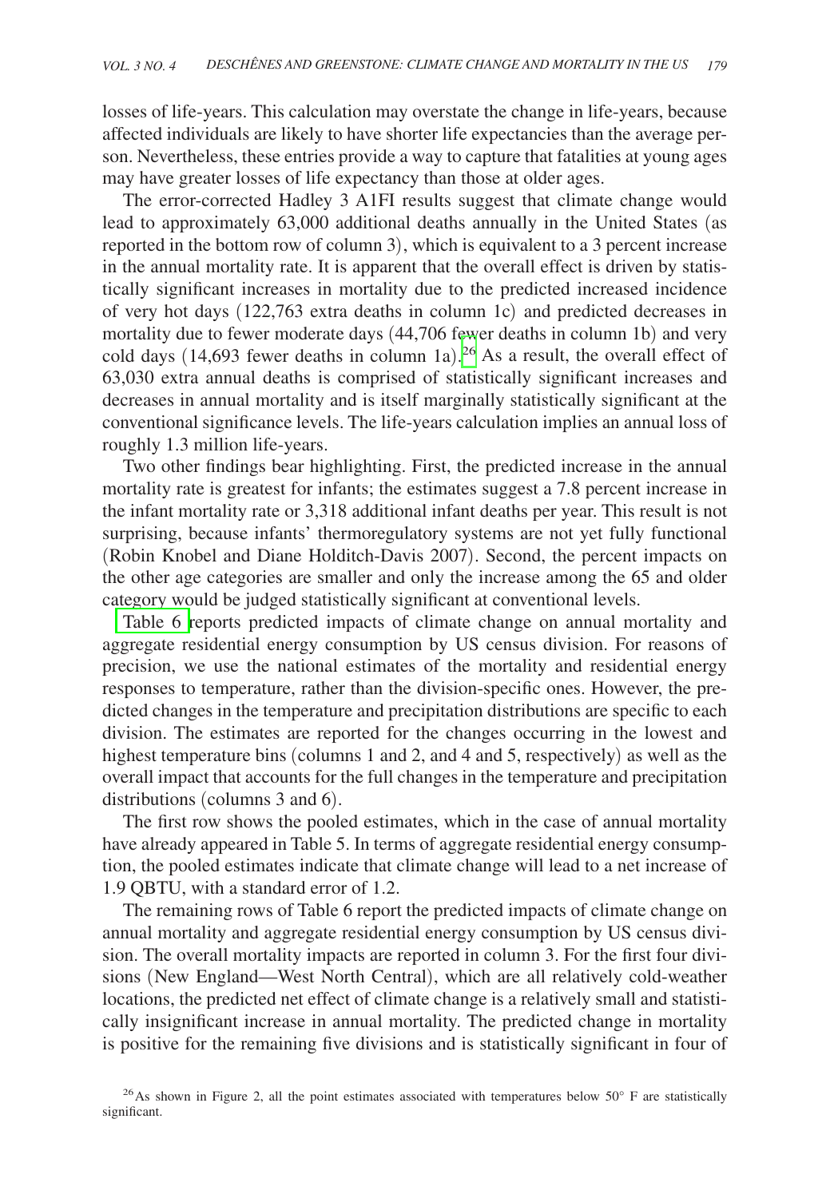losses of life-years. This calculation may overstate the change in life-years, because affected individuals are likely to have shorter life expectancies than the average person. Nevertheless, these entries provide a way to capture that fatalities at young ages may have greater losses of life expectancy than those at older ages.

The error-corrected Hadley 3 A1FI results suggest that climate change would lead to approximately 63,000 additional deaths annually in the United States (as reported in the bottom row of column 3), which is equivalent to a 3 percent increase in the annual mortality rate. It is apparent that the overall effect is driven by statistically significant increases in mortality due to the predicted increased incidence of very hot days (122,763 extra deaths in column 1c) and predicted decreases in mortality due to fewer moderate days (44,706 fewer deaths in column 1b) and very cold days (14,693 fewer deaths in column 1a).[26] As a result, the overall effect of 63,030 extra annual deaths is comprised of statistically significant increases and decreases in annual mortality and is itself marginally statistically significant at the conventional significance levels. The life-years calculation implies an annual loss of roughly 1.3 million life-years.

Two other findings bear highlighting. First, the predicted increase in the annual mortality rate is greatest for infants; the estimates suggest a 7.8 percent increase in the infant mortality rate or 3,318 additional infant deaths per year. This result is not surprising, because infants' thermoregulatory systems are not yet fully functional (Robin Knobel and Diane Holditch-Davis 2007). Second, the percent impacts on the other age categories are smaller and only the increase among the 65 and older category would be judged statistically significant at conventional levels.

Table 6 reports predicted impacts of climate change on annual mortality and aggregate residential energy consumption by US census division. For reasons of precision, we use the national estimates of the mortality and residential energy responses to temperature, rather than the division-specific ones. However, the predicted changes in the temperature and precipitation distributions are specific to each division. The estimates are reported for the changes occurring in the lowest and highest temperature bins (columns 1 and 2, and 4 and 5, respectively) as well as the overall impact that accounts for the full changes in the temperature and precipitation distributions (columns 3 and 6).

The first row shows the pooled estimates, which in the case of annual mortality have already appeared in Table 5. In terms of aggregate residential energy consumption, the pooled estimates indicate that climate change will lead to a net increase of 1.9 QBTU, with a standard error of 1.2.

The remaining rows of Table 6 report the predicted impacts of climate change on annual mortality and aggregate residential energy consumption by US census division. The overall mortality impacts are reported in column 3. For the first four divisions (New England—West North Central), which are all relatively cold-weather locations, the predicted net effect of climate change is a relatively small and statistically insignificant increase in annual mortality. The predicted change in mortality is positive for the remaining five divisions and is statistically significant in four of

[26] As shown in Figure 2, all the point estimates associated with temperatures below 50° F are statistically significant.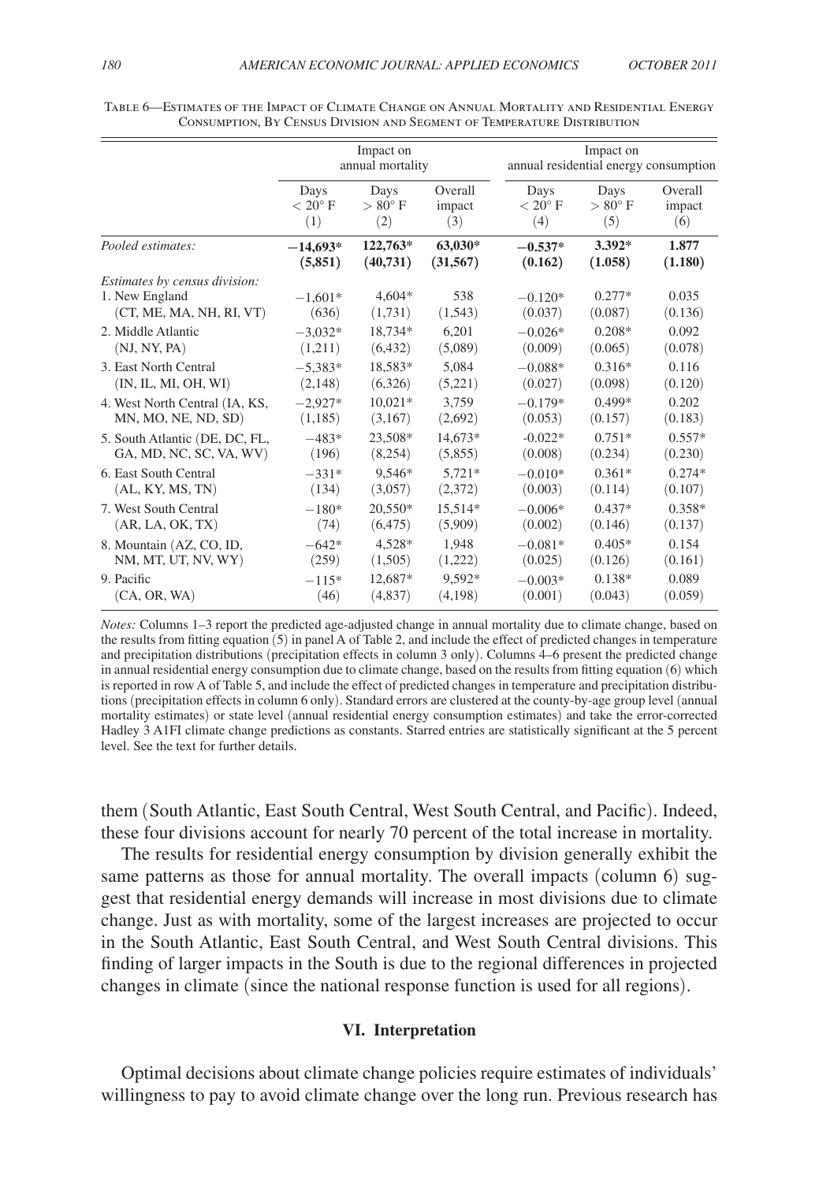Table 6—Estimates of the Impact of Climate Change on Annual Mortality and Residential Energy Consumption, By Census Division and Segment of Temperature Distribution

| | Impact on annual mortality | | | Impact on annual residential energy consumption | | |
|---|---|---|---|---|---|---|
| | Days $< 20°$ F (1) | Days $> 80°$ F (2) | Overall impact (3) | Days $< 20°$ F (4) | Days $> 80°$ F (5) | Overall impact (6) |
| *Pooled estimates:* | **−14,693*** | **122,763*** | **63,030*** | **−0.537*** | **3.392*** | **1.877** |
| | **(5,851)** | **(40,731)** | **(31,567)** | **(0.162)** | **(1.058)** | **(1.180)** |
| *Estimates by census division:* | | | | | | |
| 1. New England | −1,601* | 4,604* | 538 | −0.120* | 0.277* | 0.035 |
| (CT, ME, MA, NH, RI, VT) | (636) | (1,731) | (1,543) | (0.037) | (0.087) | (0.136) |
| 2. Middle Atlantic | −3,032* | 18,734* | 6,201 | −0.026* | 0.208* | 0.092 |
| (NJ, NY, PA) | (1,211) | (6,432) | (5,089) | (0.009) | (0.065) | (0.078) |
| 3. East North Central | −5,383* | 18,583* | 5,084 | −0.088* | 0.316* | 0.116 |
| (IN, IL, MI, OH, WI) | (2,148) | (6,326) | (5,221) | (0.027) | (0.098) | (0.120) |
| 4. West North Central (IA, KS, | −2,927* | 10,021* | 3,759 | −0.179* | 0.499* | 0.202 |
| MN, MO, NE, ND, SD) | (1,185) | (3,167) | (2,692) | (0.053) | (0.157) | (0.183) |
| 5. South Atlantic (DE, DC, FL, | −483* | 23,508* | 14,673* | -0.022* | 0.751* | 0.557* |
| GA, MD, NC, SC, VA, WV) | (196) | (8,254) | (5,855) | (0.008) | (0.234) | (0.230) |
| 6. East South Central | −331* | 9,546* | 5,721* | −0.010* | 0.361* | 0.274* |
| (AL, KY, MS, TN) | (134) | (3,057) | (2,372) | (0.003) | (0.114) | (0.107) |
| 7. West South Central | −180* | 20,550* | 15,514* | −0.006* | 0.437* | 0.358* |
| (AR, LA, OK, TX) | (74) | (6,475) | (5,909) | (0.002) | (0.146) | (0.137) |
| 8. Mountain (AZ, CO, ID, | −642* | 4,528* | 1,948 | −0.081* | 0.405* | 0.154 |
| NM, MT, UT, NV, WY) | (259) | (1,505) | (1,222) | (0.025) | (0.126) | (0.161) |
| 9. Pacific | −115* | 12,687* | 9,592* | −0.003* | 0.138* | 0.089 |
| (CA, OR, WA) | (46) | (4,837) | (4,198) | (0.001) | (0.043) | (0.059) |

*Notes:* Columns 1–3 report the predicted age-adjusted change in annual mortality due to climate change, based on the results from fitting equation (5) in panel A of Table 2, and include the effect of predicted changes in temperature and precipitation distributions (precipitation effects in column 3 only). Columns 4–6 present the predicted change in annual residential energy consumption due to climate change, based on the results from fitting equation (6) which is reported in row A of Table 5, and include the effect of predicted changes in temperature and precipitation distributions (precipitation effects in column 6 only). Standard errors are clustered at the county-by-age group level (annual mortality estimates) or state level (annual residential energy consumption estimates) and take the error-corrected Hadley 3 A1FI climate change predictions as constants. Starred entries are statistically significant at the 5 percent level. See the text for further details.

them (South Atlantic, East South Central, West South Central, and Pacific). Indeed, these four divisions account for nearly 70 percent of the total increase in mortality.

The results for residential energy consumption by division generally exhibit the same patterns as those for annual mortality. The overall impacts (column 6) suggest that residential energy demands will increase in most divisions due to climate change. Just as with mortality, some of the largest increases are projected to occur in the South Atlantic, East South Central, and West South Central divisions. This finding of larger impacts in the South is due to the regional differences in projected changes in climate (since the national response function is used for all regions).

## VI. Interpretation

Optimal decisions about climate change policies require estimates of individuals' willingness to pay to avoid climate change over the long run. Previous research has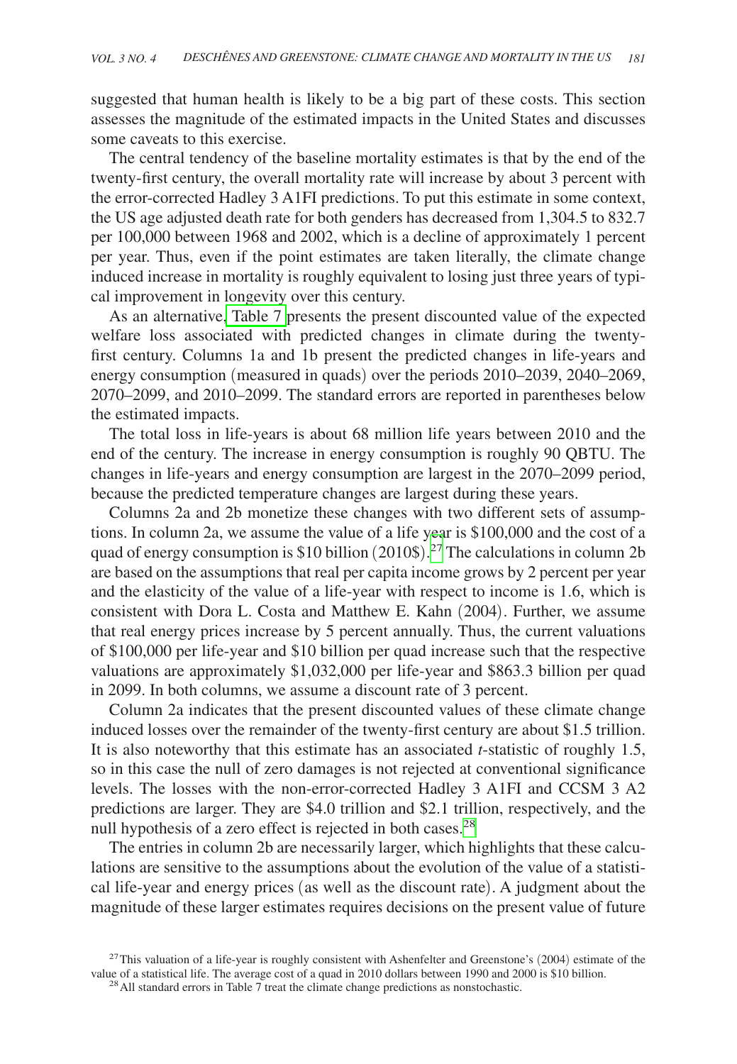suggested that human health is likely to be a big part of these costs. This section assesses the magnitude of the estimated impacts in the United States and discusses some caveats to this exercise.

The central tendency of the baseline mortality estimates is that by the end of the twenty-first century, the overall mortality rate will increase by about 3 percent with the error-corrected Hadley 3 A1FI predictions. To put this estimate in some context, the US age adjusted death rate for both genders has decreased from 1,304.5 to 832.7 per 100,000 between 1968 and 2002, which is a decline of approximately 1 percent per year. Thus, even if the point estimates are taken literally, the climate change induced increase in mortality is roughly equivalent to losing just three years of typical improvement in longevity over this century.

As an alternative, Table 7 presents the present discounted value of the expected welfare loss associated with predicted changes in climate during the twenty-first century. Columns 1a and 1b present the predicted changes in life-years and energy consumption (measured in quads) over the periods 2010–2039, 2040–2069, 2070–2099, and 2010–2099. The standard errors are reported in parentheses below the estimated impacts.

The total loss in life-years is about 68 million life years between 2010 and the end of the century. The increase in energy consumption is roughly 90 QBTU. The changes in life-years and energy consumption are largest in the 2070–2099 period, because the predicted temperature changes are largest during these years.

Columns 2a and 2b monetize these changes with two different sets of assumptions. In column 2a, we assume the value of a life year is \$100,000 and the cost of a quad of energy consumption is \$10 billion (2010\$).[27] The calculations in column 2b are based on the assumptions that real per capita income grows by 2 percent per year and the elasticity of the value of a life-year with respect to income is 1.6, which is consistent with Dora L. Costa and Matthew E. Kahn (2004). Further, we assume that real energy prices increase by 5 percent annually. Thus, the current valuations of \$100,000 per life-year and \$10 billion per quad increase such that the respective valuations are approximately \$1,032,000 per life-year and \$863.3 billion per quad in 2099. In both columns, we assume a discount rate of 3 percent.

Column 2a indicates that the present discounted values of these climate change induced losses over the remainder of the twenty-first century are about \$1.5 trillion. It is also noteworthy that this estimate has an associated *t*-statistic of roughly 1.5, so in this case the null of zero damages is not rejected at conventional significance levels. The losses with the non-error-corrected Hadley 3 A1FI and CCSM 3 A2 predictions are larger. They are \$4.0 trillion and \$2.1 trillion, respectively, and the null hypothesis of a zero effect is rejected in both cases.[28]

The entries in column 2b are necessarily larger, which highlights that these calculations are sensitive to the assumptions about the evolution of the value of a statistical life-year and energy prices (as well as the discount rate). A judgment about the magnitude of these larger estimates requires decisions on the present value of future

[27] This valuation of a life-year is roughly consistent with Ashenfelter and Greenstone's (2004) estimate of the value of a statistical life. The average cost of a quad in 2010 dollars between 1990 and 2000 is \$10 billion.

[28] All standard errors in Table 7 treat the climate change predictions as nonstochastic.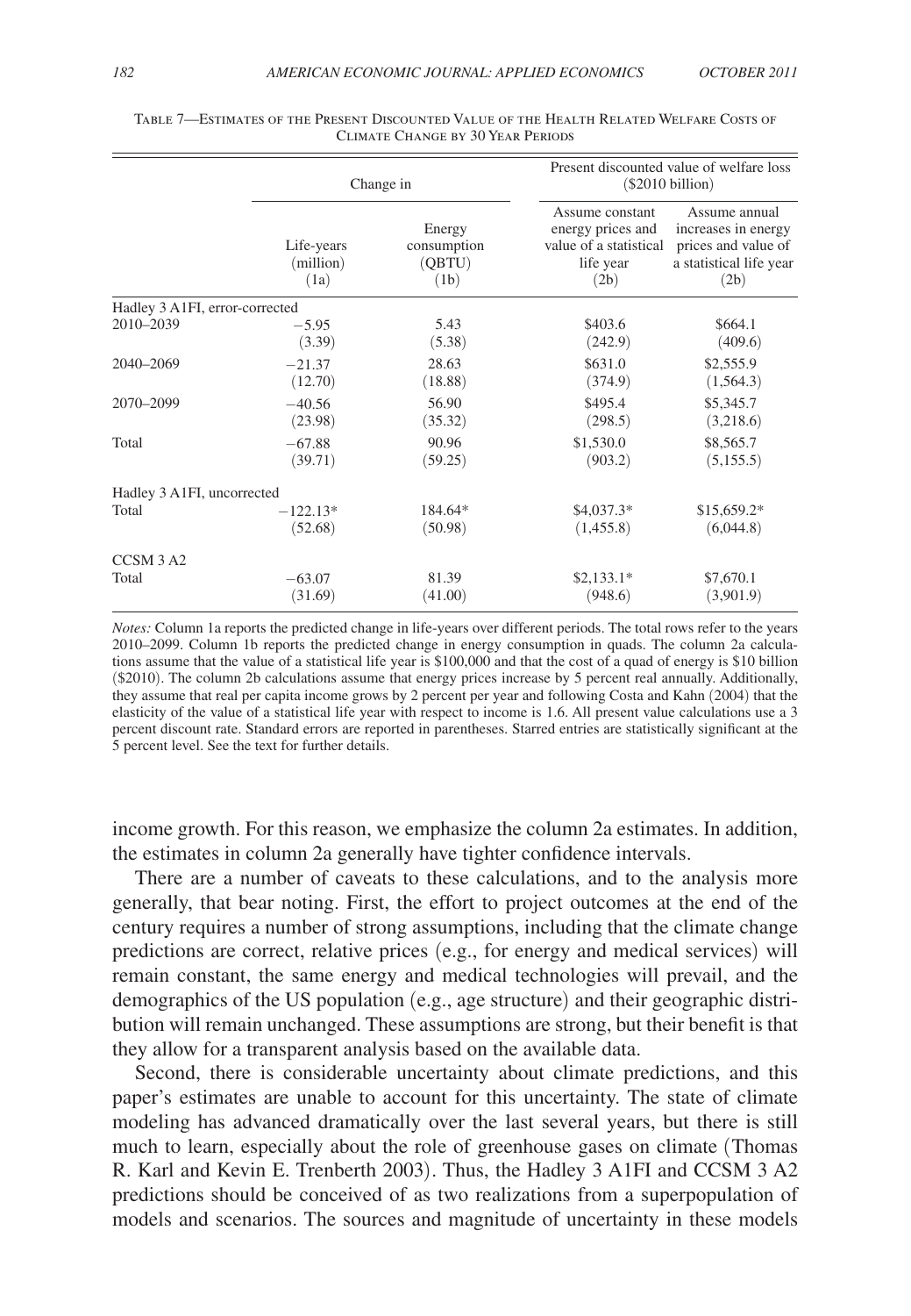Table 7—Estimates of the Present Discounted Value of the Health Related Welfare Costs of Climate Change by 30 Year Periods

| | Change in | | Present discounted value of welfare loss ($2010 billion) | |
|---|---|---|---|---|
| | Life-years (million) (1a) | Energy consumption (QBTU) (1b) | Assume constant energy prices and value of a statistical life year (2b) | Assume annual increases in energy prices and value of a statistical life year (2b) |
| Hadley 3 A1FI, error-corrected | | | | |
| 2010–2039 | −5.95 | 5.43 | $403.6 | $664.1 |
| | (3.39) | (5.38) | (242.9) | (409.6) |
| 2040–2069 | −21.37 | 28.63 | $631.0 | $2,555.9 |
| | (12.70) | (18.88) | (374.9) | (1,564.3) |
| 2070–2099 | −40.56 | 56.90 | $495.4 | $5,345.7 |
| | (23.98) | (35.32) | (298.5) | (3,218.6) |
| Total | −67.88 | 90.96 | $1,530.0 | $8,565.7 |
| | (39.71) | (59.25) | (903.2) | (5,155.5) |
| Hadley 3 A1FI, uncorrected | | | | |
| Total | −122.13* | 184.64* | $4,037.3* | $15,659.2* |
| | (52.68) | (50.98) | (1,455.8) | (6,044.8) |
| CCSM 3 A2 | | | | |
| Total | −63.07 | 81.39 | $2,133.1* | $7,670.1 |
| | (31.69) | (41.00) | (948.6) | (3,901.9) |

*Notes:* Column 1a reports the predicted change in life-years over different periods. The total rows refer to the years 2010–2099. Column 1b reports the predicted change in energy consumption in quads. The column 2a calculations assume that the value of a statistical life year is $100,000 and that the cost of a quad of energy is $10 billion ($2010). The column 2b calculations assume that energy prices increase by 5 percent real annually. Additionally, they assume that real per capita income grows by 2 percent per year and following Costa and Kahn (2004) that the elasticity of the value of a statistical life year with respect to income is 1.6. All present value calculations use a 3 percent discount rate. Standard errors are reported in parentheses. Starred entries are statistically significant at the 5 percent level. See the text for further details.

income growth. For this reason, we emphasize the column 2a estimates. In addition, the estimates in column 2a generally have tighter confidence intervals.

There are a number of caveats to these calculations, and to the analysis more generally, that bear noting. First, the effort to project outcomes at the end of the century requires a number of strong assumptions, including that the climate change predictions are correct, relative prices (e.g., for energy and medical services) will remain constant, the same energy and medical technologies will prevail, and the demographics of the US population (e.g., age structure) and their geographic distribution will remain unchanged. These assumptions are strong, but their benefit is that they allow for a transparent analysis based on the available data.

Second, there is considerable uncertainty about climate predictions, and this paper's estimates are unable to account for this uncertainty. The state of climate modeling has advanced dramatically over the last several years, but there is still much to learn, especially about the role of greenhouse gases on climate (Thomas R. Karl and Kevin E. Trenberth 2003). Thus, the Hadley 3 A1FI and CCSM 3 A2 predictions should be conceived of as two realizations from a superpopulation of models and scenarios. The sources and magnitude of uncertainty in these models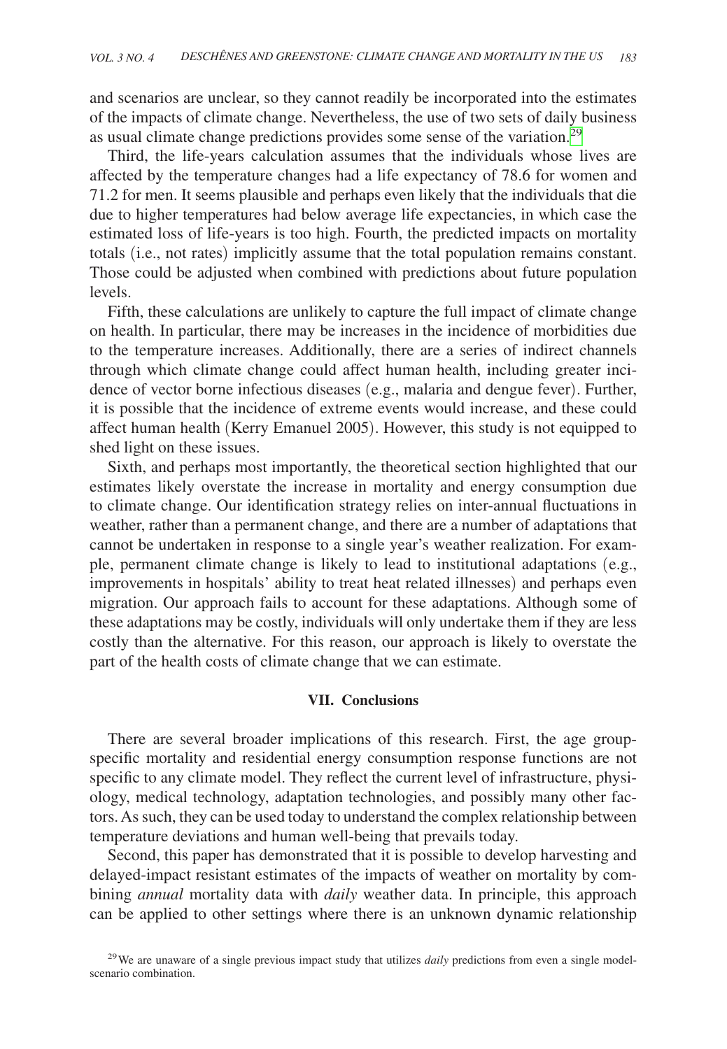and scenarios are unclear, so they cannot readily be incorporated into the estimates of the impacts of climate change. Nevertheless, the use of two sets of daily business as usual climate change predictions provides some sense of the variation.[29]

Third, the life-years calculation assumes that the individuals whose lives are affected by the temperature changes had a life expectancy of 78.6 for women and 71.2 for men. It seems plausible and perhaps even likely that the individuals that die due to higher temperatures had below average life expectancies, in which case the estimated loss of life-years is too high. Fourth, the predicted impacts on mortality totals (i.e., not rates) implicitly assume that the total population remains constant. Those could be adjusted when combined with predictions about future population levels.

Fifth, these calculations are unlikely to capture the full impact of climate change on health. In particular, there may be increases in the incidence of morbidities due to the temperature increases. Additionally, there are a series of indirect channels through which climate change could affect human health, including greater incidence of vector borne infectious diseases (e.g., malaria and dengue fever). Further, it is possible that the incidence of extreme events would increase, and these could affect human health (Kerry Emanuel 2005). However, this study is not equipped to shed light on these issues.

Sixth, and perhaps most importantly, the theoretical section highlighted that our estimates likely overstate the increase in mortality and energy consumption due to climate change. Our identification strategy relies on inter-annual fluctuations in weather, rather than a permanent change, and there are a number of adaptations that cannot be undertaken in response to a single year's weather realization. For example, permanent climate change is likely to lead to institutional adaptations (e.g., improvements in hospitals' ability to treat heat related illnesses) and perhaps even migration. Our approach fails to account for these adaptations. Although some of these adaptations may be costly, individuals will only undertake them if they are less costly than the alternative. For this reason, our approach is likely to overstate the part of the health costs of climate change that we can estimate.

## VII. Conclusions

There are several broader implications of this research. First, the age group-specific mortality and residential energy consumption response functions are not specific to any climate model. They reflect the current level of infrastructure, physiology, medical technology, adaptation technologies, and possibly many other factors. As such, they can be used today to understand the complex relationship between temperature deviations and human well-being that prevails today.

Second, this paper has demonstrated that it is possible to develop harvesting and delayed-impact resistant estimates of the impacts of weather on mortality by combining *annual* mortality data with *daily* weather data. In principle, this approach can be applied to other settings where there is an unknown dynamic relationship

[29] We are unaware of a single previous impact study that utilizes *daily* predictions from even a single model-scenario combination.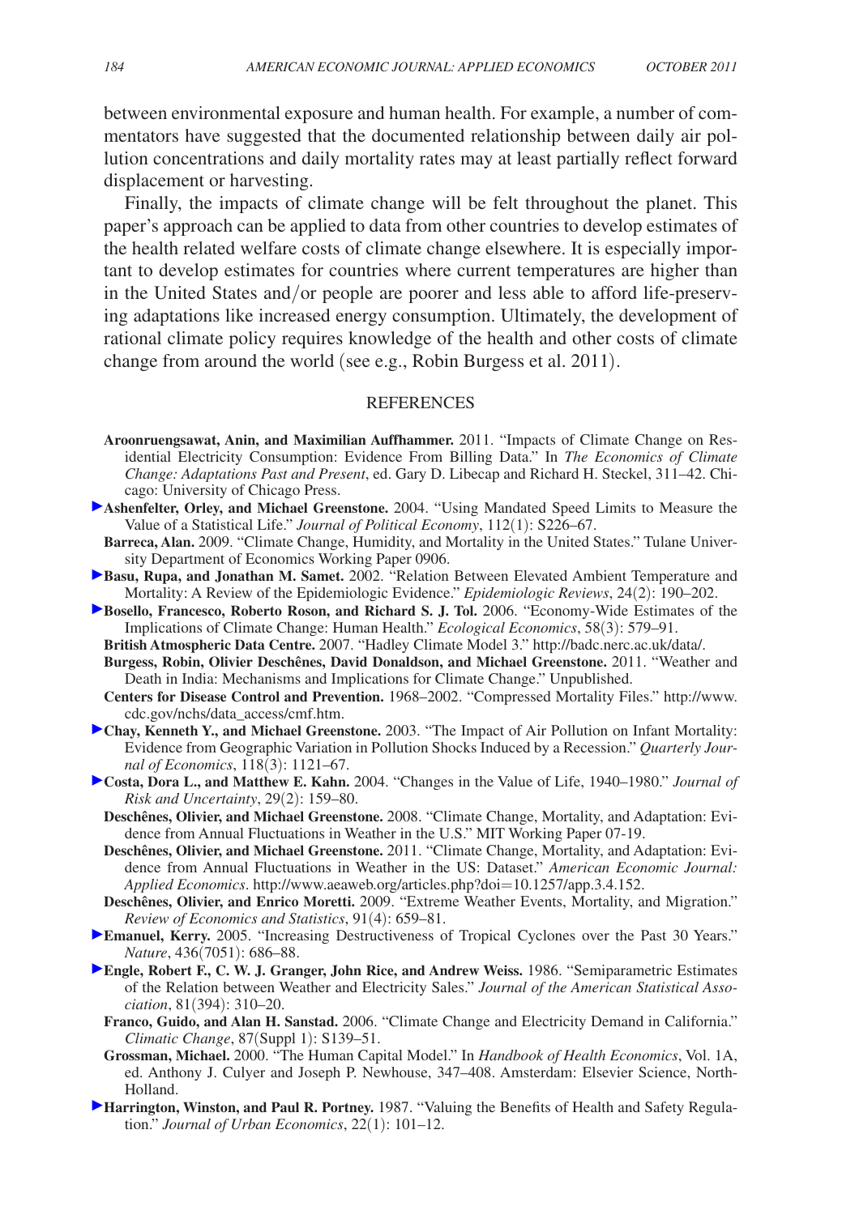between environmental exposure and human health. For example, a number of commentators have suggested that the documented relationship between daily air pollution concentrations and daily mortality rates may at least partially reflect forward displacement or harvesting.

Finally, the impacts of climate change will be felt throughout the planet. This paper's approach can be applied to data from other countries to develop estimates of the health related welfare costs of climate change elsewhere. It is especially important to develop estimates for countries where current temperatures are higher than in the United States and/or people are poorer and less able to afford life-preserving adaptations like increased energy consumption. Ultimately, the development of rational climate policy requires knowledge of the health and other costs of climate change from around the world (see e.g., Robin Burgess et al. 2011).

## REFERENCES

**Aroonruengsawat, Anin, and Maximilian Auffhammer.** 2011. "Impacts of Climate Change on Residential Electricity Consumption: Evidence From Billing Data." In *The Economics of Climate Change: Adaptations Past and Present*, ed. Gary D. Libecap and Richard H. Steckel, 311–42. Chicago: University of Chicago Press.

**Ashenfelter, Orley, and Michael Greenstone.** 2004. "Using Mandated Speed Limits to Measure the Value of a Statistical Life." *Journal of Political Economy*, 112(1): S226–67.

**Barreca, Alan.** 2009. "Climate Change, Humidity, and Mortality in the United States." Tulane University Department of Economics Working Paper 0906.

**Basu, Rupa, and Jonathan M. Samet.** 2002. "Relation Between Elevated Ambient Temperature and Mortality: A Review of the Epidemiologic Evidence." *Epidemiologic Reviews*, 24(2): 190–202.

**Bosello, Francesco, Roberto Roson, and Richard S. J. Tol.** 2006. "Economy-Wide Estimates of the Implications of Climate Change: Human Health." *Ecological Economics*, 58(3): 579–91.

**British Atmospheric Data Centre.** 2007. "Hadley Climate Model 3." http://badc.nerc.ac.uk/data/.

**Burgess, Robin, Olivier Deschênes, David Donaldson, and Michael Greenstone.** 2011. "Weather and Death in India: Mechanisms and Implications for Climate Change." Unpublished.

**Centers for Disease Control and Prevention.** 1968–2002. "Compressed Mortality Files." http://www.cdc.gov/nchs/data_access/cmf.htm.

**Chay, Kenneth Y., and Michael Greenstone.** 2003. "The Impact of Air Pollution on Infant Mortality: Evidence from Geographic Variation in Pollution Shocks Induced by a Recession." *Quarterly Journal of Economics*, 118(3): 1121–67.

**Costa, Dora L., and Matthew E. Kahn.** 2004. "Changes in the Value of Life, 1940–1980." *Journal of Risk and Uncertainty*, 29(2): 159–80.

**Deschênes, Olivier, and Michael Greenstone.** 2008. "Climate Change, Mortality, and Adaptation: Evidence from Annual Fluctuations in Weather in the U.S." MIT Working Paper 07-19.

**Deschênes, Olivier, and Michael Greenstone.** 2011. "Climate Change, Mortality, and Adaptation: Evidence from Annual Fluctuations in Weather in the US: Dataset." *American Economic Journal: Applied Economics*. http://www.aeaweb.org/articles.php?doi=10.1257/app.3.4.152.

**Deschênes, Olivier, and Enrico Moretti.** 2009. "Extreme Weather Events, Mortality, and Migration." *Review of Economics and Statistics*, 91(4): 659–81.

**Emanuel, Kerry.** 2005. "Increasing Destructiveness of Tropical Cyclones over the Past 30 Years." *Nature*, 436(7051): 686–88.

**Engle, Robert F., C. W. J. Granger, John Rice, and Andrew Weiss.** 1986. "Semiparametric Estimates of the Relation between Weather and Electricity Sales." *Journal of the American Statistical Association*, 81(394): 310–20.

**Franco, Guido, and Alan H. Sanstad.** 2006. "Climate Change and Electricity Demand in California." *Climatic Change*, 87(Suppl 1): S139–51.

**Grossman, Michael.** 2000. "The Human Capital Model." In *Handbook of Health Economics*, Vol. 1A, ed. Anthony J. Culyer and Joseph P. Newhouse, 347–408. Amsterdam: Elsevier Science, North-Holland.

**Harrington, Winston, and Paul R. Portney.** 1987. "Valuing the Benefits of Health and Safety Regulation." *Journal of Urban Economics*, 22(1): 101–12.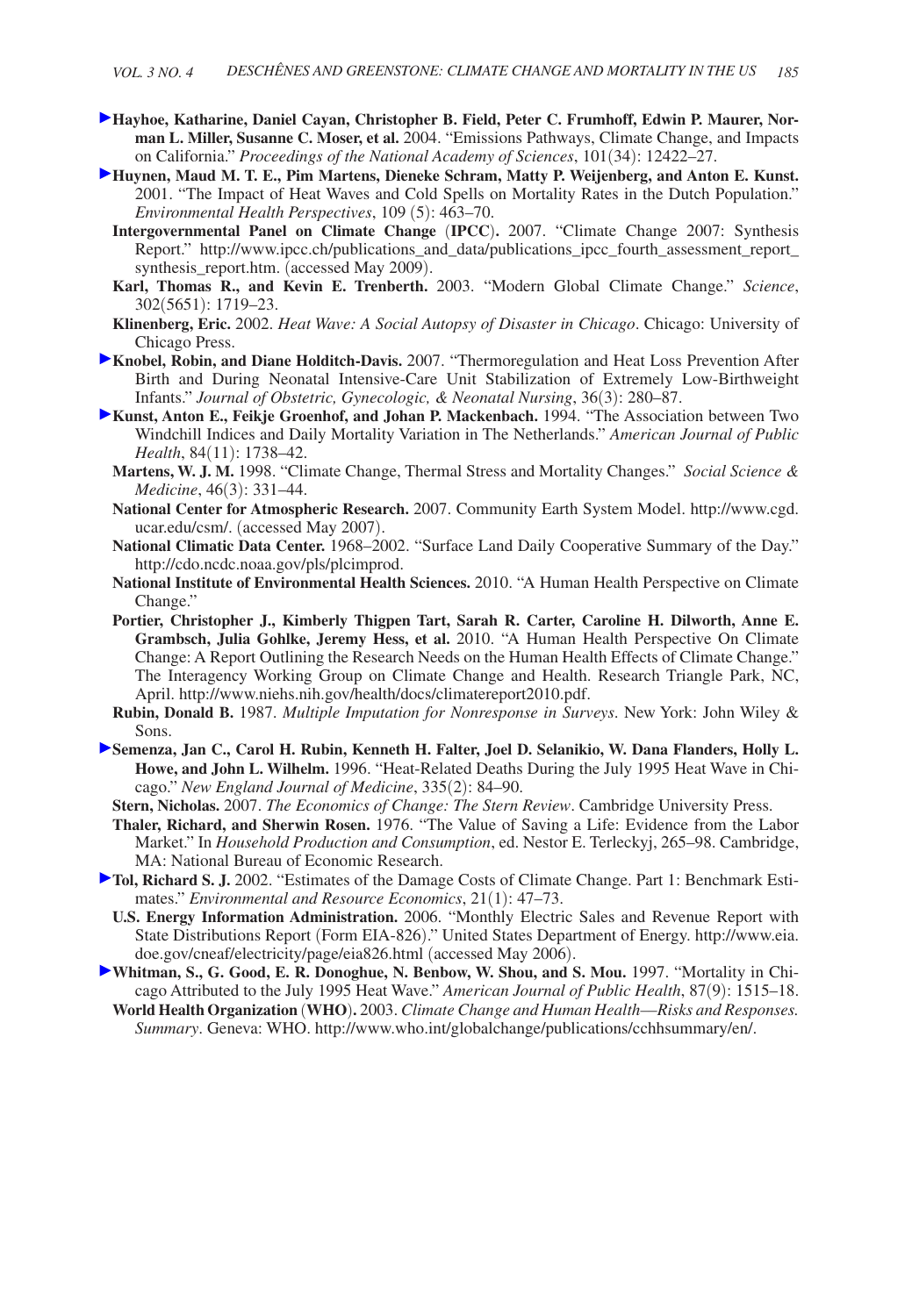**Hayhoe, Katharine, Daniel Cayan, Christopher B. Field, Peter C. Frumhoff, Edwin P. Maurer, Norman L. Miller, Susanne C. Moser, et al.** 2004. "Emissions Pathways, Climate Change, and Impacts on California." *Proceedings of the National Academy of Sciences*, 101(34): 12422–27.

**Huynen, Maud M. T. E., Pim Martens, Dieneke Schram, Matty P. Weijenberg, and Anton E. Kunst.** 2001. "The Impact of Heat Waves and Cold Spells on Mortality Rates in the Dutch Population." *Environmental Health Perspectives*, 109 (5): 463–70.

**Intergovernmental Panel on Climate Change (IPCC).** 2007. "Climate Change 2007: Synthesis Report." http://www.ipcc.ch/publications_and_data/publications_ipcc_fourth_assessment_report_synthesis_report.htm. (accessed May 2009).

**Karl, Thomas R., and Kevin E. Trenberth.** 2003. "Modern Global Climate Change." *Science*, 302(5651): 1719–23.

**Klinenberg, Eric.** 2002. *Heat Wave: A Social Autopsy of Disaster in Chicago*. Chicago: University of Chicago Press.

**Knobel, Robin, and Diane Holditch-Davis.** 2007. "Thermoregulation and Heat Loss Prevention After Birth and During Neonatal Intensive-Care Unit Stabilization of Extremely Low-Birthweight Infants." *Journal of Obstetric, Gynecologic, & Neonatal Nursing*, 36(3): 280–87.

**Kunst, Anton E., Feikje Groenhof, and Johan P. Mackenbach.** 1994. "The Association between Two Windchill Indices and Daily Mortality Variation in The Netherlands." *American Journal of Public Health*, 84(11): 1738–42.

**Martens, W. J. M.** 1998. "Climate Change, Thermal Stress and Mortality Changes." *Social Science & Medicine*, 46(3): 331–44.

**National Center for Atmospheric Research.** 2007. Community Earth System Model. http://www.cgd.ucar.edu/csm/. (accessed May 2007).

**National Climatic Data Center.** 1968–2002. "Surface Land Daily Cooperative Summary of the Day." http://cdo.ncdc.noaa.gov/pls/plcimprod.

**National Institute of Environmental Health Sciences.** 2010. "A Human Health Perspective on Climate Change."

**Portier, Christopher J., Kimberly Thigpen Tart, Sarah R. Carter, Caroline H. Dilworth, Anne E. Grambsch, Julia Gohlke, Jeremy Hess, et al.** 2010. "A Human Health Perspective On Climate Change: A Report Outlining the Research Needs on the Human Health Effects of Climate Change." The Interagency Working Group on Climate Change and Health. Research Triangle Park, NC, April. http://www.niehs.nih.gov/health/docs/climatereport2010.pdf.

**Rubin, Donald B.** 1987. *Multiple Imputation for Nonresponse in Surveys*. New York: John Wiley & Sons.

**Semenza, Jan C., Carol H. Rubin, Kenneth H. Falter, Joel D. Selanikio, W. Dana Flanders, Holly L. Howe, and John L. Wilhelm.** 1996. "Heat-Related Deaths During the July 1995 Heat Wave in Chicago." *New England Journal of Medicine*, 335(2): 84–90.

**Stern, Nicholas.** 2007. *The Economics of Change: The Stern Review*. Cambridge University Press.

**Thaler, Richard, and Sherwin Rosen.** 1976. "The Value of Saving a Life: Evidence from the Labor Market." In *Household Production and Consumption*, ed. Nestor E. Terleckyj, 265–98. Cambridge, MA: National Bureau of Economic Research.

**Tol, Richard S. J.** 2002. "Estimates of the Damage Costs of Climate Change. Part 1: Benchmark Estimates." *Environmental and Resource Economics*, 21(1): 47–73.

**U.S. Energy Information Administration.** 2006. "Monthly Electric Sales and Revenue Report with State Distributions Report (Form EIA-826)." United States Department of Energy. http://www.eia.doe.gov/cneaf/electricity/page/eia826.html (accessed May 2006).

**Whitman, S., G. Good, E. R. Donoghue, N. Benbow, W. Shou, and S. Mou.** 1997. "Mortality in Chicago Attributed to the July 1995 Heat Wave." *American Journal of Public Health*, 87(9): 1515–18.

**World Health Organization (WHO).** 2003. *Climate Change and Human Health—Risks and Responses. Summary*. Geneva: WHO. http://www.who.int/globalchange/publications/cchhsummary/en/.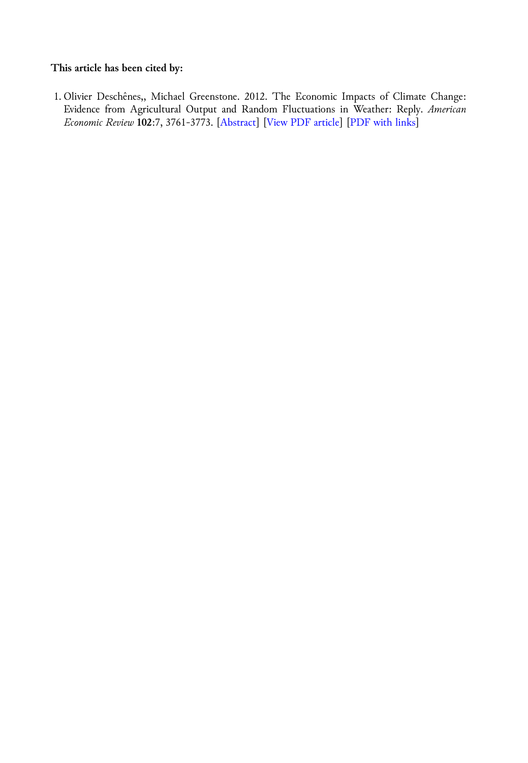**This article has been cited by:**

1. Olivier Deschênes,, Michael Greenstone. 2012. The Economic Impacts of Climate Change: Evidence from Agricultural Output and Random Fluctuations in Weather: Reply. *American Economic Review* **102**:7, 3761-3773. [Abstract] [View PDF article] [PDF with links]